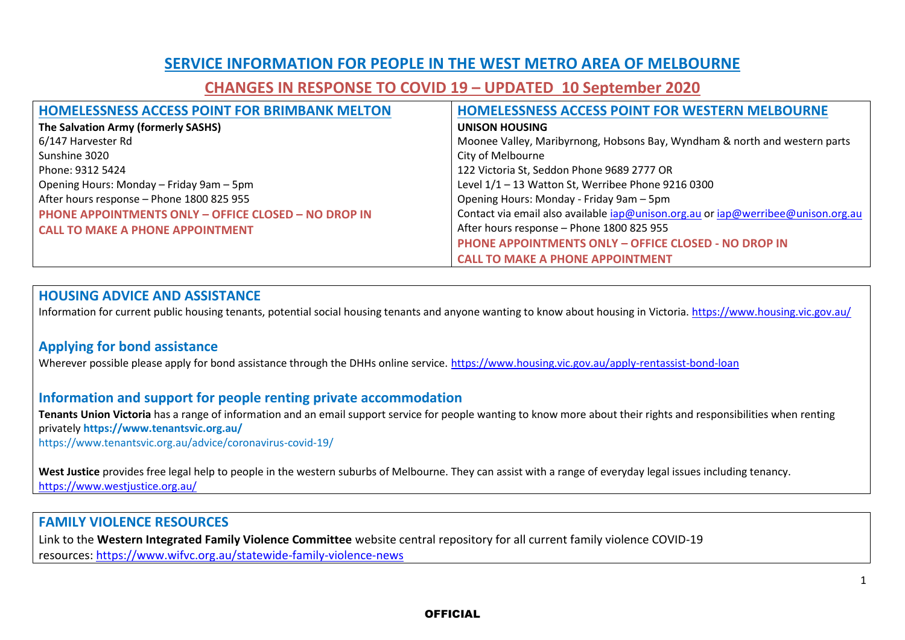# SERVICE INFORMATION FOR PEOPLE IN THE WEST METRO AREA OF MELBOURNE

## CHANGES IN RESPONSE TO COVID 19 – UPDATED 10 September 2020

| HOMELESSNESS ACCESS POINT FOR BRIMBANK MELTON | HOMELESSNESS ACCESS POINT FOR WESTERN MELBOURNE |
|---|---|
| **The Salvation Army (formerly SASHS)**<br>6/147 Harvester Rd<br>Sunshine 3020<br>Phone: 9312 5424<br>Opening Hours: Monday – Friday 9am – 5pm<br>After hours response – Phone 1800 825 955<br>**PHONE APPOINTMENTS ONLY – OFFICE CLOSED – NO DROP IN**<br>**CALL TO MAKE A PHONE APPOINTMENT** | **UNISON HOUSING**<br>Moonee Valley, Maribyrnong, Hobsons Bay, Wyndham & north and western parts City of Melbourne<br>122 Victoria St, Seddon Phone 9689 2777 OR<br>Level 1/1 – 13 Watton St, Werribee Phone 9216 0300<br>Opening Hours: Monday - Friday 9am – 5pm<br>Contact via email also available iap@unison.org.au or iap@werribee@unison.org.au<br>After hours response – Phone 1800 825 955<br>**PHONE APPOINTMENTS ONLY – OFFICE CLOSED - NO DROP IN**<br>**CALL TO MAKE A PHONE APPOINTMENT** |

## HOUSING ADVICE AND ASSISTANCE

Information for current public housing tenants, potential social housing tenants and anyone wanting to know about housing in Victoria. https://www.housing.vic.gov.au/

### Applying for bond assistance

Wherever possible please apply for bond assistance through the DHHs online service. https://www.housing.vic.gov.au/apply-rentassist-bond-loan

### Information and support for people renting private accommodation

**Tenants Union Victoria** has a range of information and an email support service for people wanting to know more about their rights and responsibilities when renting privately **https://www.tenantsvic.org.au/**
https://www.tenantsvic.org.au/advice/coronavirus-covid-19/

**West Justice** provides free legal help to people in the western suburbs of Melbourne. They can assist with a range of everyday legal issues including tenancy.
https://www.westjustice.org.au/

## FAMILY VIOLENCE RESOURCES

Link to the **Western Integrated Family Violence Committee** website central repository for all current family violence COVID-19 resources: https://www.wifvc.org.au/statewide-family-violence-news

OFFICIAL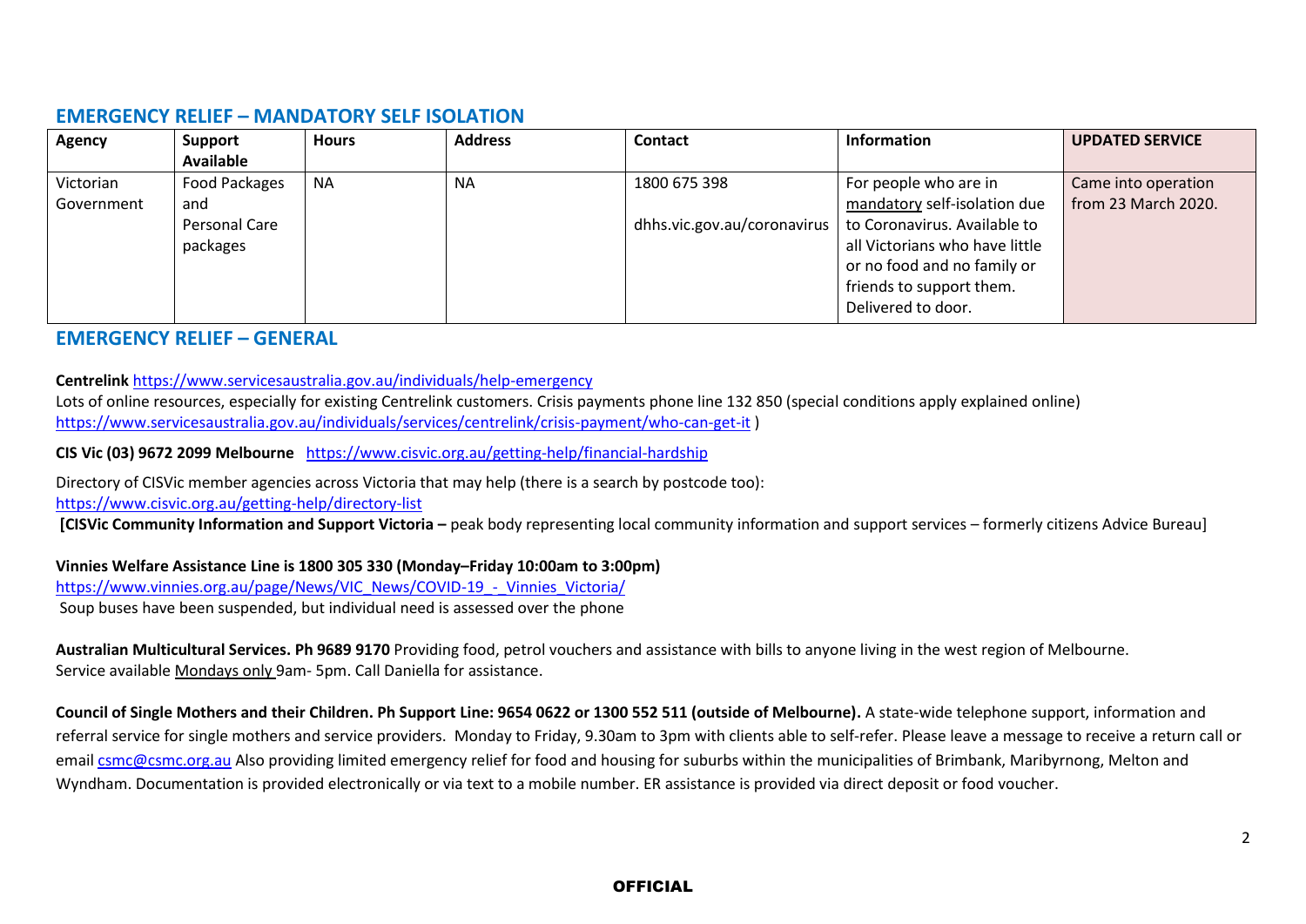## EMERGENCY RELIEF – MANDATORY SELF ISOLATION

| Agency | Support Available | Hours | Address | Contact | Information | UPDATED SERVICE |
|---|---|---|---|---|---|---|
| Victorian Government | Food Packages and Personal Care packages | NA | NA | 1800 675 398<br><br>dhhs.vic.gov.au/coronavirus | For people who are in mandatory self-isolation due to Coronavirus. Available to all Victorians who have little or no food and no family or friends to support them. Delivered to door. | Came into operation from 23 March 2020. |

## EMERGENCY RELIEF – GENERAL

**Centrelink** https://www.servicesaustralia.gov.au/individuals/help-emergency
Lots of online resources, especially for existing Centrelink customers. Crisis payments phone line 132 850 (special conditions apply explained online) https://www.servicesaustralia.gov.au/individuals/services/centrelink/crisis-payment/who-can-get-it )

**CIS Vic (03) 9672 2099 Melbourne** https://www.cisvic.org.au/getting-help/financial-hardship

Directory of CISVic member agencies across Victoria that may help (there is a search by postcode too):
https://www.cisvic.org.au/getting-help/directory-list
**[CISVic Community Information and Support Victoria –** peak body representing local community information and support services – formerly citizens Advice Bureau]

**Vinnies Welfare Assistance Line is 1800 305 330 (Monday–Friday 10:00am to 3:00pm)**
https://www.vinnies.org.au/page/News/VIC_News/COVID-19_-_Vinnies_Victoria/
Soup buses have been suspended, but individual need is assessed over the phone

**Australian Multicultural Services. Ph 9689 9170** Providing food, petrol vouchers and assistance with bills to anyone living in the west region of Melbourne. Service available Mondays only 9am- 5pm. Call Daniella for assistance.

**Council of Single Mothers and their Children. Ph Support Line: 9654 0622 or 1300 552 511 (outside of Melbourne).** A state-wide telephone support, information and referral service for single mothers and service providers. Monday to Friday, 9.30am to 3pm with clients able to self-refer. Please leave a message to receive a return call or email csmc@csmc.org.au Also providing limited emergency relief for food and housing for suburbs within the municipalities of Brimbank, Maribyrnong, Melton and Wyndham. Documentation is provided electronically or via text to a mobile number. ER assistance is provided via direct deposit or food voucher.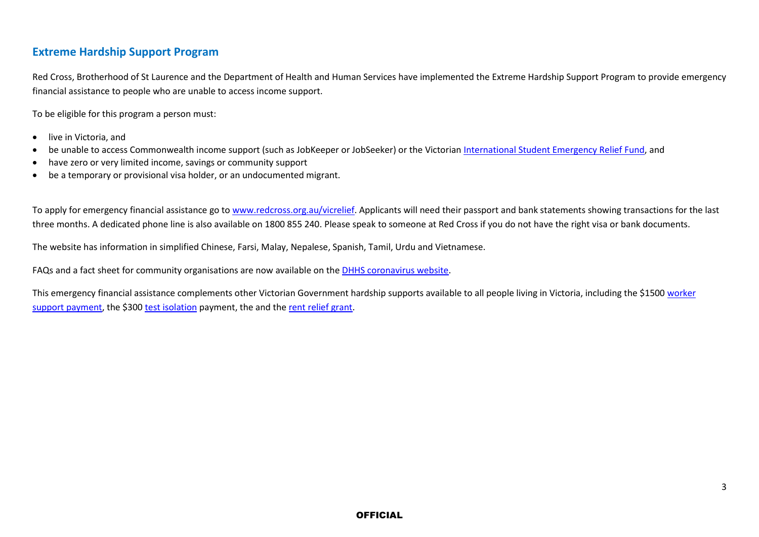## Extreme Hardship Support Program

Red Cross, Brotherhood of St Laurence and the Department of Health and Human Services have implemented the Extreme Hardship Support Program to provide emergency financial assistance to people who are unable to access income support.

To be eligible for this program a person must:

- live in Victoria, and
- be unable to access Commonwealth income support (such as JobKeeper or JobSeeker) or the Victorian International Student Emergency Relief Fund, and
- have zero or very limited income, savings or community support
- be a temporary or provisional visa holder, or an undocumented migrant.

To apply for emergency financial assistance go to www.redcross.org.au/vicrelief. Applicants will need their passport and bank statements showing transactions for the last three months. A dedicated phone line is also available on 1800 855 240. Please speak to someone at Red Cross if you do not have the right visa or bank documents.

The website has information in simplified Chinese, Farsi, Malay, Nepalese, Spanish, Tamil, Urdu and Vietnamese.

FAQs and a fact sheet for community organisations are now available on the DHHS coronavirus website.

This emergency financial assistance complements other Victorian Government hardship supports available to all people living in Victoria, including the $1500 worker support payment, the $300 test isolation payment, the and the rent relief grant.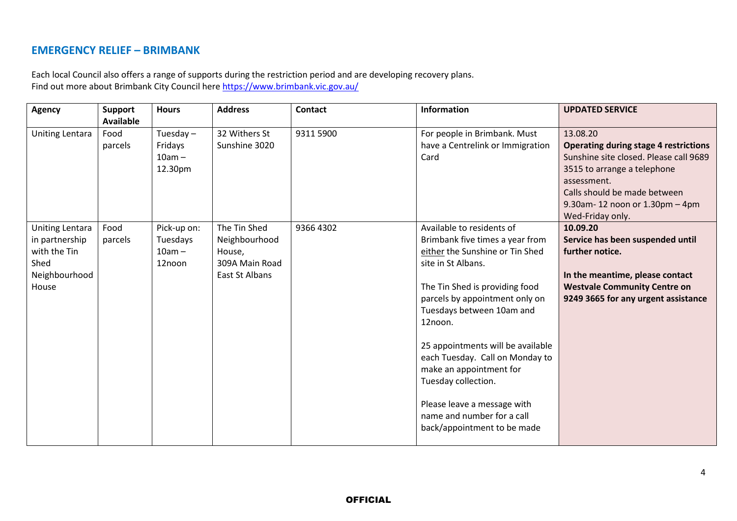## EMERGENCY RELIEF – BRIMBANK

Each local Council also offers a range of supports during the restriction period and are developing recovery plans.
Find out more about Brimbank City Council here https://www.brimbank.vic.gov.au/

| Agency | Support Available | Hours | Address | Contact | Information | UPDATED SERVICE |
|---|---|---|---|---|---|---|
| Uniting Lentara | Food parcels | Tuesday – Fridays 10am – 12.30pm | 32 Withers St Sunshine 3020 | 9311 5900 | For people in Brimbank. Must have a Centrelink or Immigration Card | 13.08.20 **Operating during stage 4 restrictions** Sunshine site closed. Please call 9689 3515 to arrange a telephone assessment. Calls should be made between 9.30am- 12 noon or 1.30pm – 4pm Wed-Friday only. |
| Uniting Lentara in partnership with the Tin Shed Neighbourhood House | Food parcels | Pick-up on: Tuesdays 10am – 12noon | The Tin Shed Neighbourhood House, 309A Main Road East St Albans | 9366 4302 | Available to residents of Brimbank five times a year from either the Sunshine or Tin Shed site in St Albans. The Tin Shed is providing food parcels by appointment only on Tuesdays between 10am and 12noon. 25 appointments will be available each Tuesday. Call on Monday to make an appointment for Tuesday collection. Please leave a message with name and number for a call back/appointment to be made | **10.09.20** **Service has been suspended until further notice.** **In the meantime, please contact Westvale Community Centre on 9249 3665 for any urgent assistance** |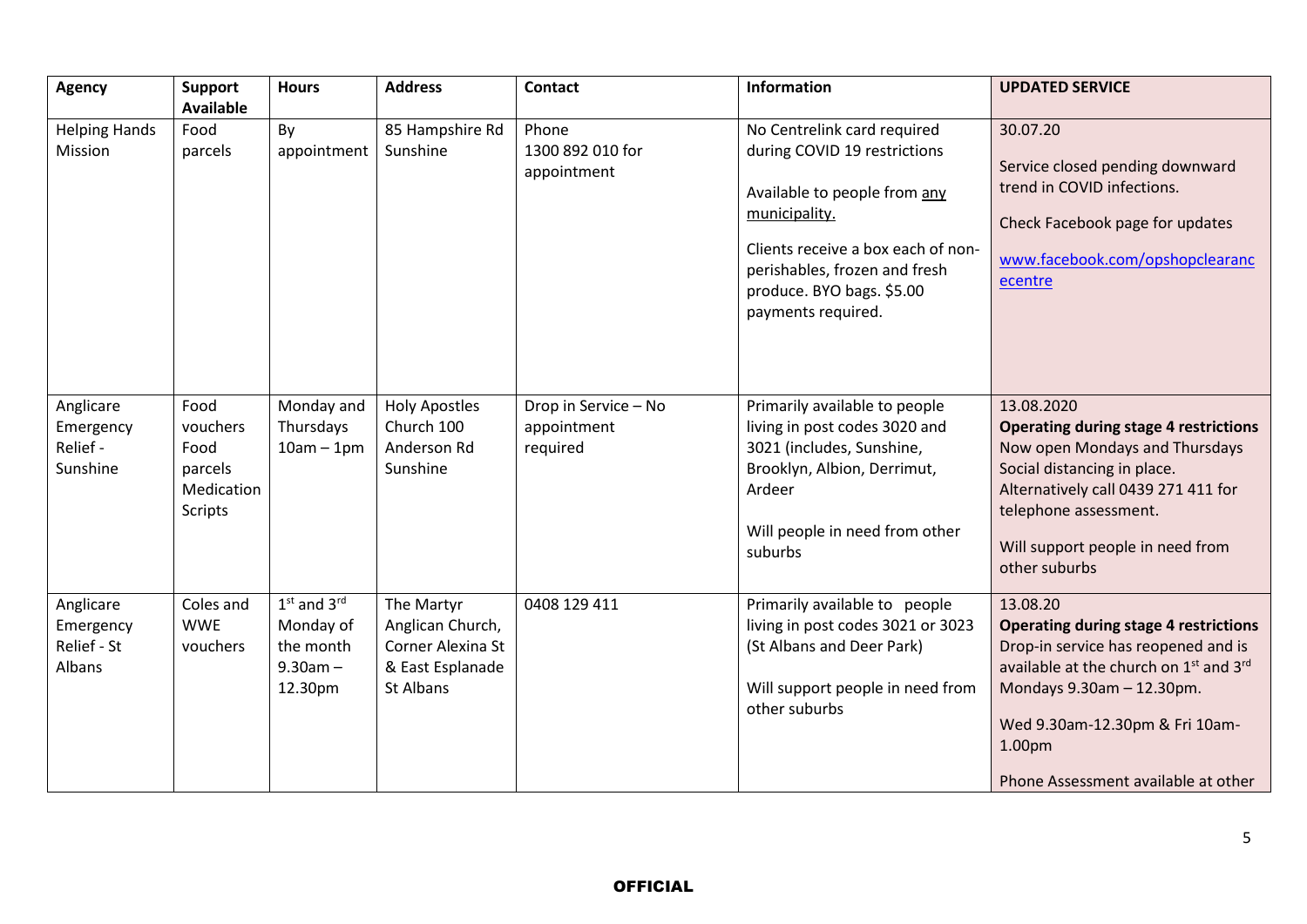| Agency | Support Available | Hours | Address | Contact | Information | UPDATED SERVICE |
|---|---|---|---|---|---|---|
| Helping Hands Mission | Food parcels | By appointment | 85 Hampshire Rd Sunshine | Phone 1300 892 010 for appointment | No Centrelink card required during COVID 19 restrictions<br><br>Available to people from any municipality.<br><br>Clients receive a box each of non-perishables, frozen and fresh produce. BYO bags. $5.00 payments required. | 30.07.20<br><br>Service closed pending downward trend in COVID infections.<br><br>Check Facebook page for updates<br><br>www.facebook.com/opshopclearancecentre |
| Anglicare Emergency Relief - Sunshine | Food vouchers Food parcels Medication Scripts | Monday and Thursdays 10am – 1pm | Holy Apostles Church 100 Anderson Rd Sunshine | Drop in Service – No appointment required | Primarily available to people living in post codes 3020 and 3021 (includes, Sunshine, Brooklyn, Albion, Derrimut, Ardeer<br><br>Will people in need from other suburbs | 13.08.2020<br>**Operating during stage 4 restrictions**<br>Now open Mondays and Thursdays Social distancing in place. Alternatively call 0439 271 411 for telephone assessment.<br><br>Will support people in need from other suburbs |
| Anglicare Emergency Relief - St Albans | Coles and WWE vouchers | 1st and 3rd Monday of the month 9.30am – 12.30pm | The Martyr Anglican Church, Corner Alexina St & East Esplanade St Albans | 0408 129 411 | Primarily available to people living in post codes 3021 or 3023 (St Albans and Deer Park)<br><br>Will support people in need from other suburbs | 13.08.20<br>**Operating during stage 4 restrictions**<br>Drop-in service has reopened and is available at the church on 1st and 3rd Mondays 9.30am – 12.30pm.<br><br>Wed 9.30am-12.30pm & Fri 10am-1.00pm<br><br>Phone Assessment available at other |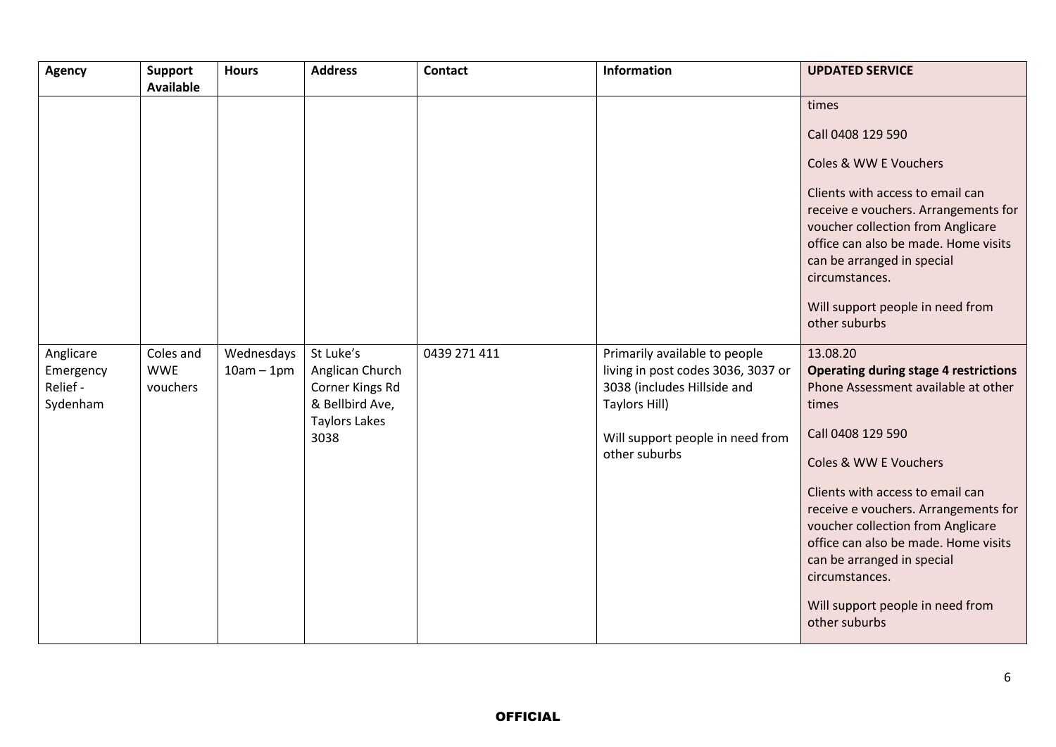| Agency | Support Available | Hours | Address | Contact | Information | UPDATED SERVICE |
|---|---|---|---|---|---|---|
| | | | | | | times<br><br>Call 0408 129 590<br><br>Coles & WW E Vouchers<br><br>Clients with access to email can receive e vouchers. Arrangements for voucher collection from Anglicare office can also be made. Home visits can be arranged in special circumstances.<br><br>Will support people in need from other suburbs |
| Anglicare Emergency Relief - Sydenham | Coles and WWE vouchers | Wednesdays 10am – 1pm | St Luke's Anglican Church Corner Kings Rd & Bellbird Ave, Taylors Lakes 3038 | 0439 271 411 | Primarily available to people living in post codes 3036, 3037 or 3038 (includes Hillside and Taylors Hill)<br><br>Will support people in need from other suburbs | 13.08.20<br>**Operating during stage 4 restrictions**<br>Phone Assessment available at other times<br><br>Call 0408 129 590<br><br>Coles & WW E Vouchers<br><br>Clients with access to email can receive e vouchers. Arrangements for voucher collection from Anglicare office can also be made. Home visits can be arranged in special circumstances.<br><br>Will support people in need from other suburbs |

OFFICIAL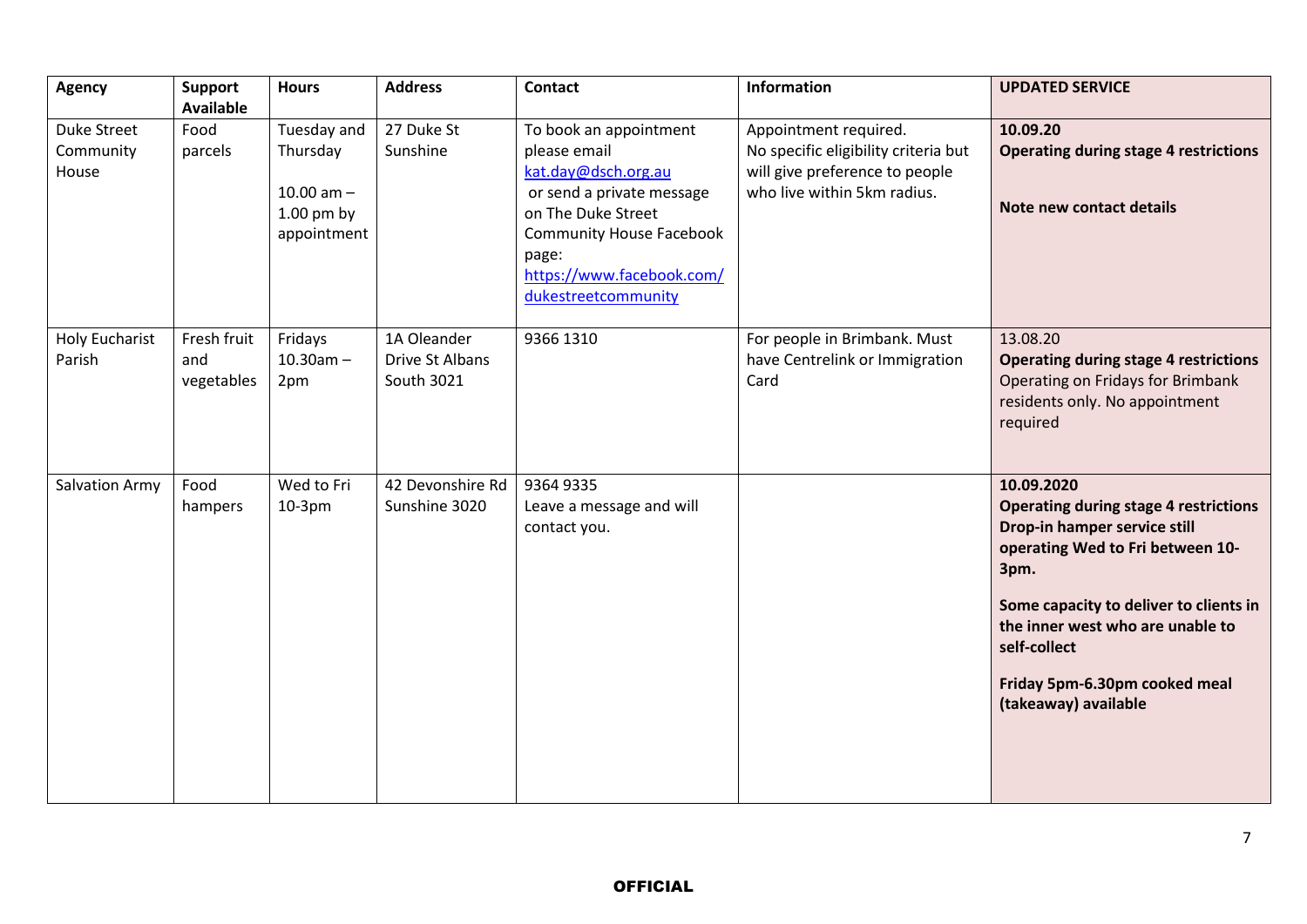| Agency | Support Available | Hours | Address | Contact | Information | UPDATED SERVICE |
|---|---|---|---|---|---|---|
| Duke Street Community House | Food parcels | Tuesday and Thursday<br><br>10.00 am – 1.00 pm by appointment | 27 Duke St Sunshine | To book an appointment please email kat.day@dsch.org.au or send a private message on The Duke Street Community House Facebook page: https://www.facebook.com/dukestreetcommunity | Appointment required. No specific eligibility criteria but will give preference to people who live within 5km radius. | **10.09.20**<br>**Operating during stage 4 restrictions**<br><br>**Note new contact details** |
| Holy Eucharist Parish | Fresh fruit and vegetables | Fridays 10.30am – 2pm | 1A Oleander Drive St Albans South 3021 | 9366 1310 | For people in Brimbank. Must have Centrelink or Immigration Card | 13.08.20<br>**Operating during stage 4 restrictions**<br>Operating on Fridays for Brimbank residents only. No appointment required |
| Salvation Army | Food hampers | Wed to Fri 10-3pm | 42 Devonshire Rd Sunshine 3020 | 9364 9335<br>Leave a message and will contact you. | | **10.09.2020**<br>**Operating during stage 4 restrictions**<br>**Drop-in hamper service still operating Wed to Fri between 10-3pm.**<br><br>**Some capacity to deliver to clients in the inner west who are unable to self-collect**<br><br>**Friday 5pm-6.30pm cooked meal (takeaway) available** |

OFFICIAL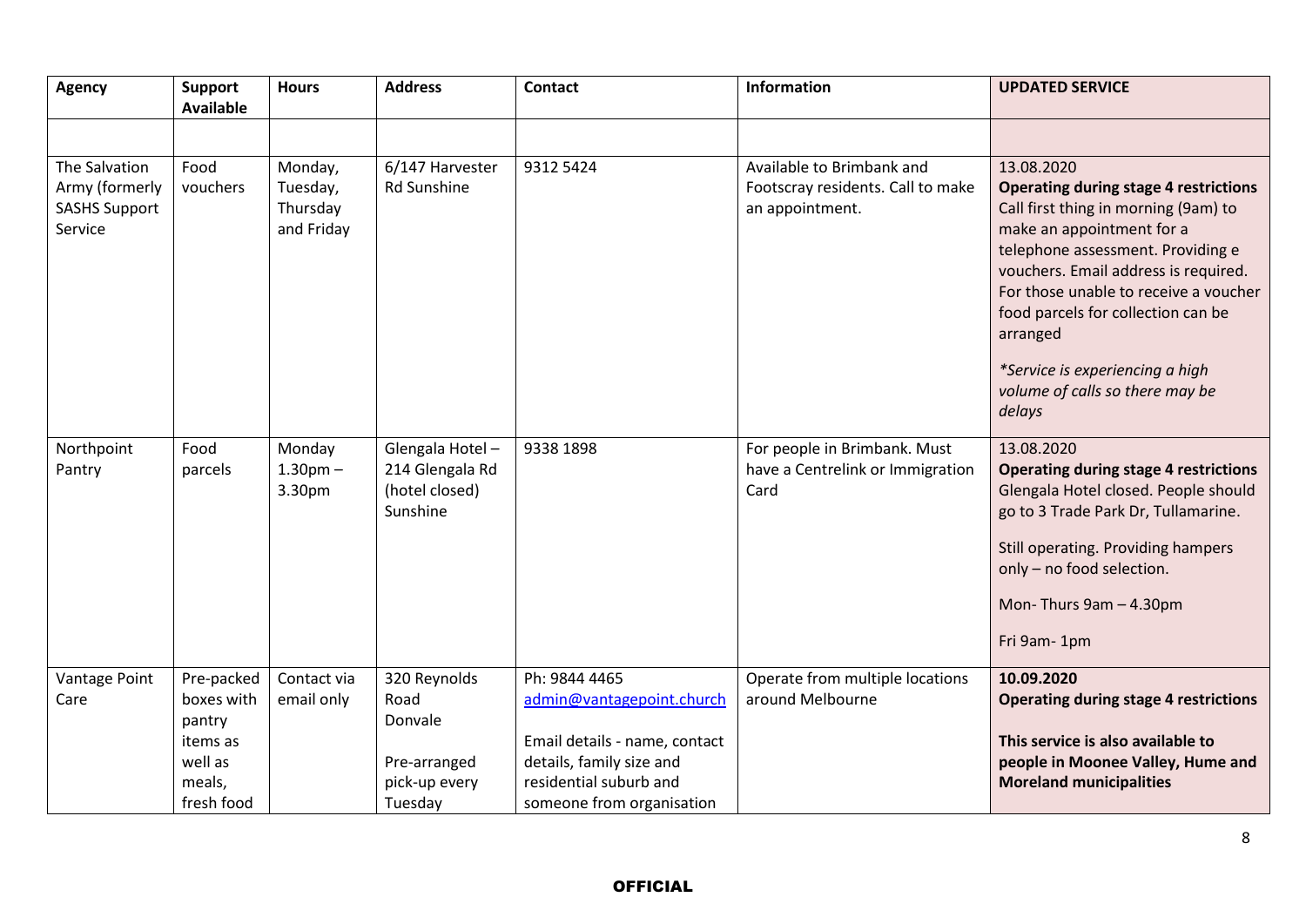| Agency | Support Available | Hours | Address | Contact | Information | UPDATED SERVICE |
|---|---|---|---|---|---|---|
| | | | | | | |
| The Salvation Army (formerly SASHS Support Service | Food vouchers | Monday, Tuesday, Thursday and Friday | 6/147 Harvester Rd Sunshine | 9312 5424 | Available to Brimbank and Footscray residents. Call to make an appointment. | 13.08.2020 **Operating during stage 4 restrictions** Call first thing in morning (9am) to make an appointment for a telephone assessment. Providing e vouchers. Email address is required. For those unable to receive a voucher food parcels for collection can be arranged *\*Service is experiencing a high volume of calls so there may be delays* |
| Northpoint Pantry | Food parcels | Monday 1.30pm – 3.30pm | Glengala Hotel – 214 Glengala Rd (hotel closed) Sunshine | 9338 1898 | For people in Brimbank. Must have a Centrelink or Immigration Card | 13.08.2020 **Operating during stage 4 restrictions** Glengala Hotel closed. People should go to 3 Trade Park Dr, Tullamarine. Still operating. Providing hampers only – no food selection. Mon- Thurs 9am – 4.30pm Fri 9am- 1pm |
| Vantage Point Care | Pre-packed boxes with pantry items as well as meals, fresh food | Contact via email only | 320 Reynolds Road Donvale Pre-arranged pick-up every Tuesday | Ph: 9844 4465 admin@vantagepoint.church Email details - name, contact details, family size and residential suburb and someone from organisation | Operate from multiple locations around Melbourne | **10.09.2020** **Operating during stage 4 restrictions** **This service is also available to people in Moonee Valley, Hume and Moreland municipalities** |

**OFFICIAL**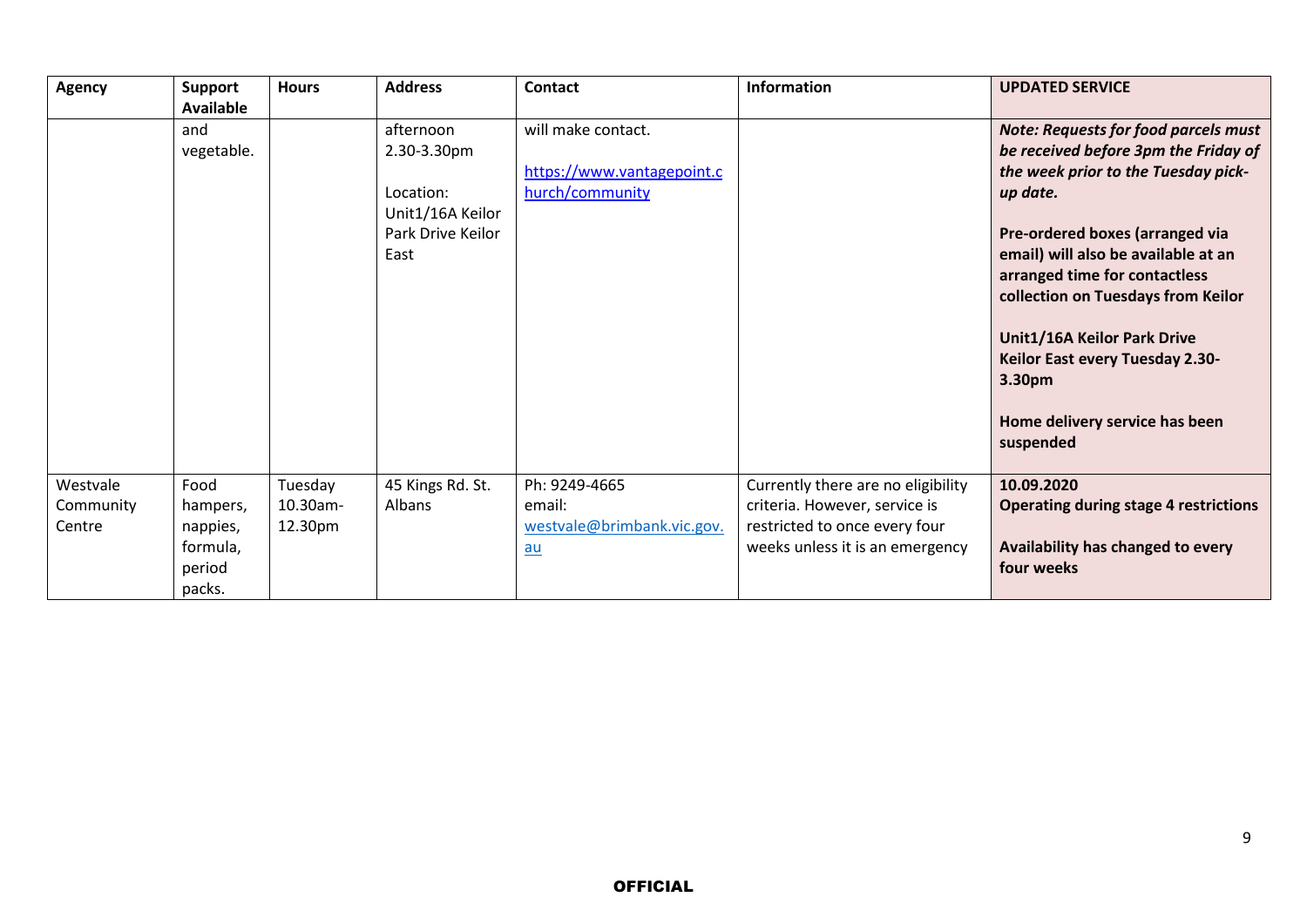| Agency | Support Available | Hours | Address | Contact | Information | UPDATED SERVICE |
|---|---|---|---|---|---|---|
| | and vegetable. | | afternoon 2.30-3.30pm<br><br>Location: Unit1/16A Keilor Park Drive Keilor East | will make contact.<br><br>https://www.vantagepoint.church/community | | ***Note: Requests for food parcels must be received before 3pm the Friday of the week prior to the Tuesday pick-up date.***<br><br>**Pre-ordered boxes (arranged via email) will also be available at an arranged time for contactless collection on Tuesdays from Keilor**<br><br>**Unit1/16A Keilor Park Drive Keilor East every Tuesday 2.30-3.30pm**<br><br>**Home delivery service has been suspended** |
| Westvale Community Centre | Food hampers, nappies, formula, period packs. | Tuesday 10.30am-12.30pm | 45 Kings Rd. St. Albans | Ph: 9249-4665<br>email: westvale@brimbank.vic.gov.au | Currently there are no eligibility criteria. However, service is restricted to once every four weeks unless it is an emergency | **10.09.2020**<br>**Operating during stage 4 restrictions**<br><br>**Availability has changed to every four weeks** |

**OFFICIAL**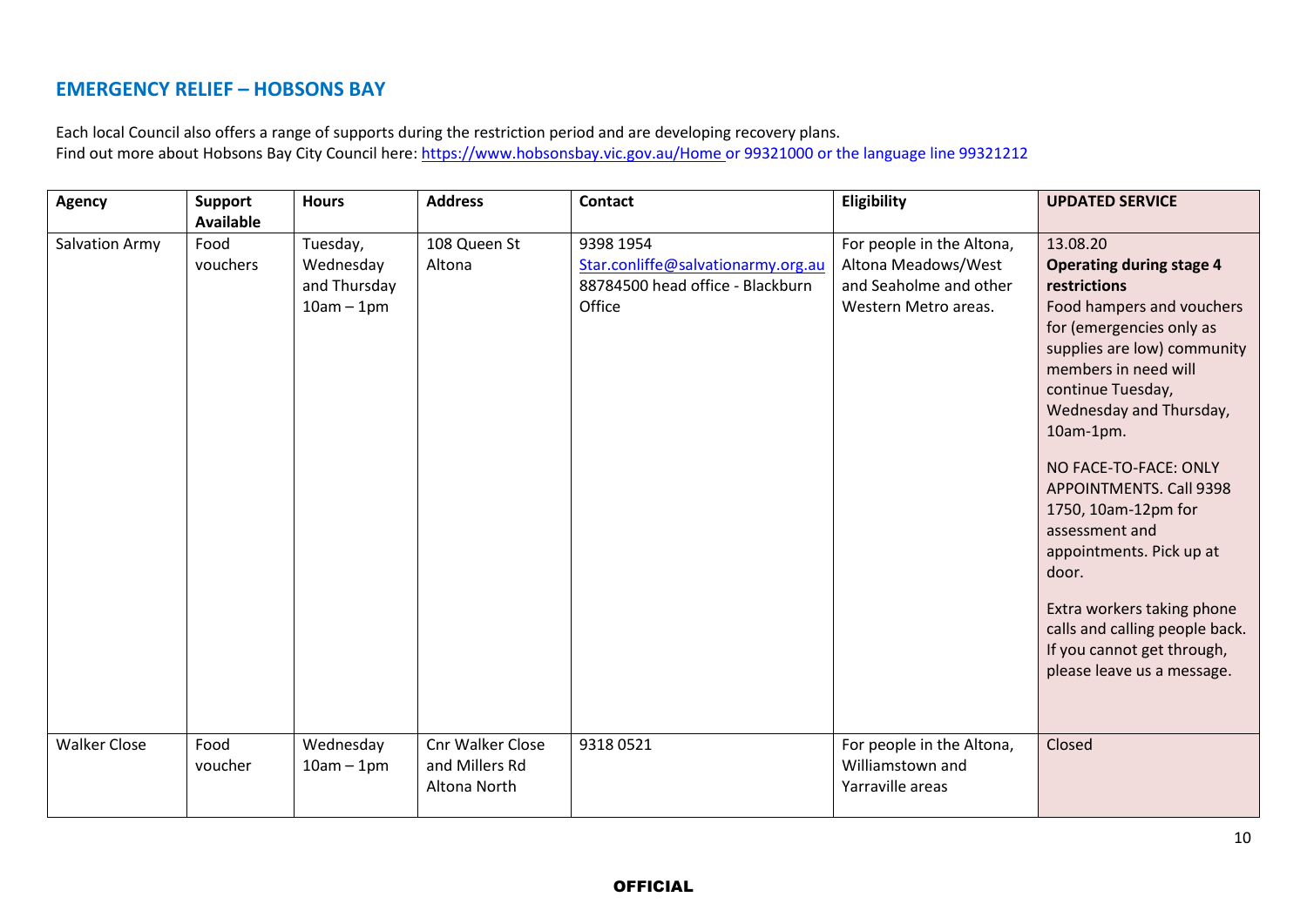## EMERGENCY RELIEF – HOBSONS BAY

Each local Council also offers a range of supports during the restriction period and are developing recovery plans.
Find out more about Hobsons Bay City Council here: https://www.hobsonsbay.vic.gov.au/Home or 99321000 or the language line 99321212

| Agency | Support Available | Hours | Address | Contact | Eligibility | UPDATED SERVICE |
|---|---|---|---|---|---|---|
| Salvation Army | Food vouchers | Tuesday, Wednesday and Thursday 10am – 1pm | 108 Queen St Altona | 9398 1954<br>Star.conliffe@salvationarmy.org.au<br>88784500 head office - Blackburn Office | For people in the Altona, Altona Meadows/West and Seaholme and other Western Metro areas. | 13.08.20<br>**Operating during stage 4 restrictions**<br>Food hampers and vouchers for (emergencies only as supplies are low) community members in need will continue Tuesday, Wednesday and Thursday, 10am-1pm.<br><br>NO FACE-TO-FACE: ONLY APPOINTMENTS. Call 9398 1750, 10am-12pm for assessment and appointments. Pick up at door.<br><br>Extra workers taking phone calls and calling people back. If you cannot get through, please leave us a message. |
| Walker Close | Food voucher | Wednesday 10am – 1pm | Cnr Walker Close and Millers Rd Altona North | 9318 0521 | For people in the Altona, Williamstown and Yarraville areas | Closed |

**OFFICIAL**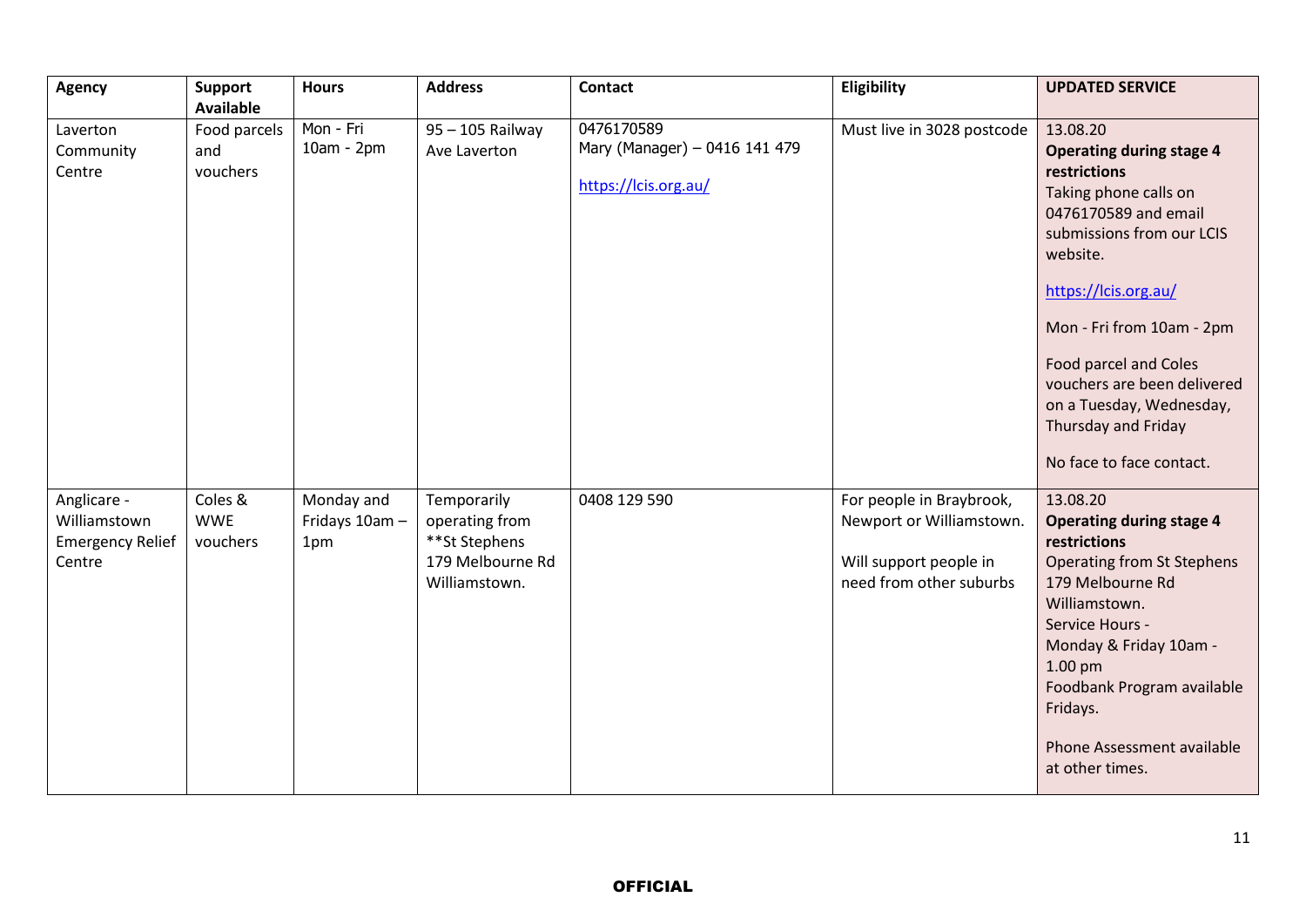| Agency | Support Available | Hours | Address | Contact | Eligibility | UPDATED SERVICE |
|---|---|---|---|---|---|---|
| Laverton Community Centre | Food parcels and vouchers | Mon - Fri 10am - 2pm | 95 – 105 Railway Ave Laverton | 0476170589<br>Mary (Manager) – 0416 141 479<br><br>https://lcis.org.au/ | Must live in 3028 postcode | 13.08.20<br>**Operating during stage 4 restrictions**<br>Taking phone calls on 0476170589 and email submissions from our LCIS website.<br><br>https://lcis.org.au/<br><br>Mon - Fri from 10am - 2pm<br><br>Food parcel and Coles vouchers are been delivered on a Tuesday, Wednesday, Thursday and Friday<br><br>No face to face contact. |
| Anglicare - Williamstown Emergency Relief Centre | Coles & WWE vouchers | Monday and Fridays 10am – 1pm | Temporarily operating from **St Stephens 179 Melbourne Rd Williamstown. | 0408 129 590 | For people in Braybrook, Newport or Williamstown.<br><br>Will support people in need from other suburbs | 13.08.20<br>**Operating during stage 4 restrictions**<br>Operating from St Stephens 179 Melbourne Rd Williamstown.<br>Service Hours -<br>Monday & Friday 10am - 1.00 pm<br>Foodbank Program available Fridays.<br><br>Phone Assessment available at other times. |

OFFICIAL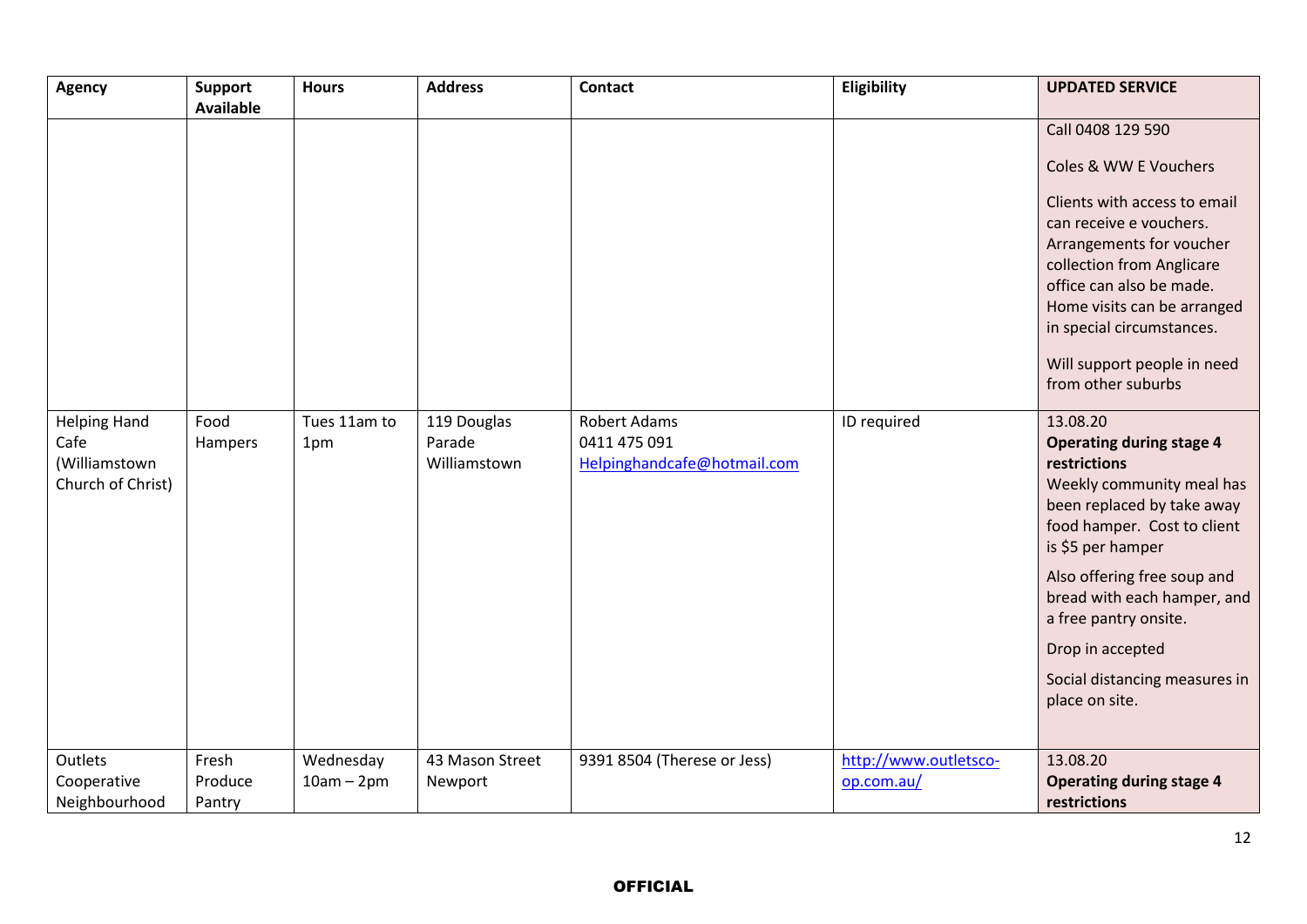| Agency | Support Available | Hours | Address | Contact | Eligibility | UPDATED SERVICE |
|---|---|---|---|---|---|---|
| | | | | | | Call 0408 129 590<br><br>Coles & WW E Vouchers<br><br>Clients with access to email can receive e vouchers. Arrangements for voucher collection from Anglicare office can also be made. Home visits can be arranged in special circumstances.<br><br>Will support people in need from other suburbs |
| Helping Hand Cafe (Williamstown Church of Christ) | Food Hampers | Tues 11am to 1pm | 119 Douglas Parade Williamstown | Robert Adams<br>0411 475 091<br>Helpinghandcafe@hotmail.com | ID required | 13.08.20<br>**Operating during stage 4 restrictions**<br>Weekly community meal has been replaced by take away food hamper. Cost to client is $5 per hamper<br><br>Also offering free soup and bread with each hamper, and a free pantry onsite.<br><br>Drop in accepted<br><br>Social distancing measures in place on site. |
| Outlets Cooperative Neighbourhood | Fresh Produce Pantry | Wednesday 10am – 2pm | 43 Mason Street Newport | 9391 8504 (Therese or Jess) | http://www.outletsco-op.com.au/ | 13.08.20<br>**Operating during stage 4 restrictions** |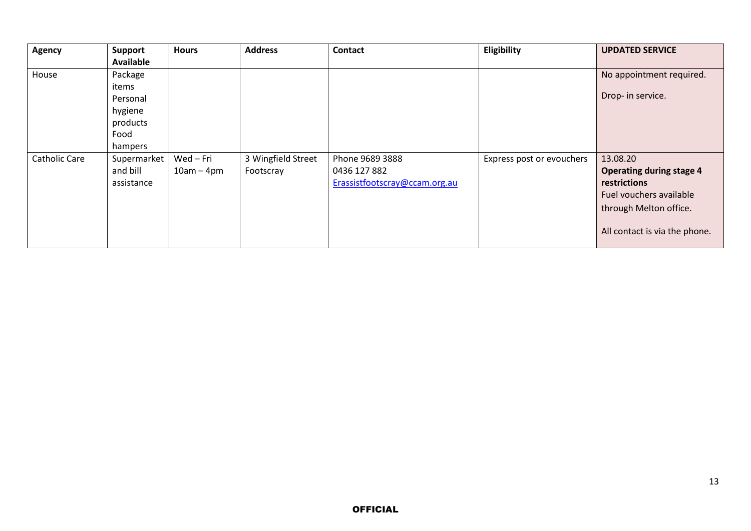| Agency | Support Available | Hours | Address | Contact | Eligibility | UPDATED SERVICE |
|---|---|---|---|---|---|---|
| House | Package items<br>Personal hygiene products<br>Food hampers | | | | | No appointment required.<br><br>Drop- in service. |
| Catholic Care | Supermarket and bill assistance | Wed – Fri<br>10am – 4pm | 3 Wingfield Street Footscray | Phone 9689 3888<br>0436 127 882<br>Erassistfootscray@ccam.org.au | Express post or evouchers | 13.08.20<br>**Operating during stage 4 restrictions**<br>Fuel vouchers available through Melton office.<br><br>All contact is via the phone. |

**OFFICIAL**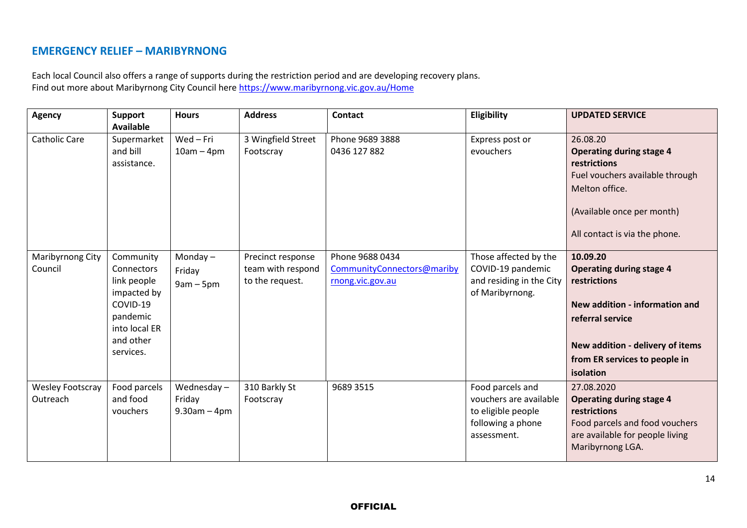## EMERGENCY RELIEF – MARIBYRNONG

Each local Council also offers a range of supports during the restriction period and are developing recovery plans.
Find out more about Maribyrnong City Council here https://www.maribyrnong.vic.gov.au/Home

| Agency | Support Available | Hours | Address | Contact | Eligibility | UPDATED SERVICE |
|---|---|---|---|---|---|---|
| Catholic Care | Supermarket and bill assistance. | Wed – Fri 10am – 4pm | 3 Wingfield Street Footscray | Phone 9689 3888<br>0436 127 882 | Express post or evouchers | 26.08.20<br>**Operating during stage 4 restrictions**<br>Fuel vouchers available through Melton office.<br><br>(Available once per month)<br><br>All contact is via the phone. |
| Maribyrnong City Council | Community Connectors link people impacted by COVID-19 pandemic into local ER and other services. | Monday – Friday 9am – 5pm | Precinct response team with respond to the request. | Phone 9688 0434<br>CommunityConnectors@maribyrnong.vic.gov.au | Those affected by the COVID-19 pandemic and residing in the City of Maribyrnong. | **10.09.20**<br>**Operating during stage 4 restrictions**<br><br>**New addition - information and referral service**<br><br>**New addition - delivery of items from ER services to people in isolation** |
| Wesley Footscray Outreach | Food parcels and food vouchers | Wednesday – Friday 9.30am – 4pm | 310 Barkly St Footscray | 9689 3515 | Food parcels and vouchers are available to eligible people following a phone assessment. | 27.08.2020<br>**Operating during stage 4 restrictions**<br>Food parcels and food vouchers are available for people living Maribyrnong LGA. |

OFFICIAL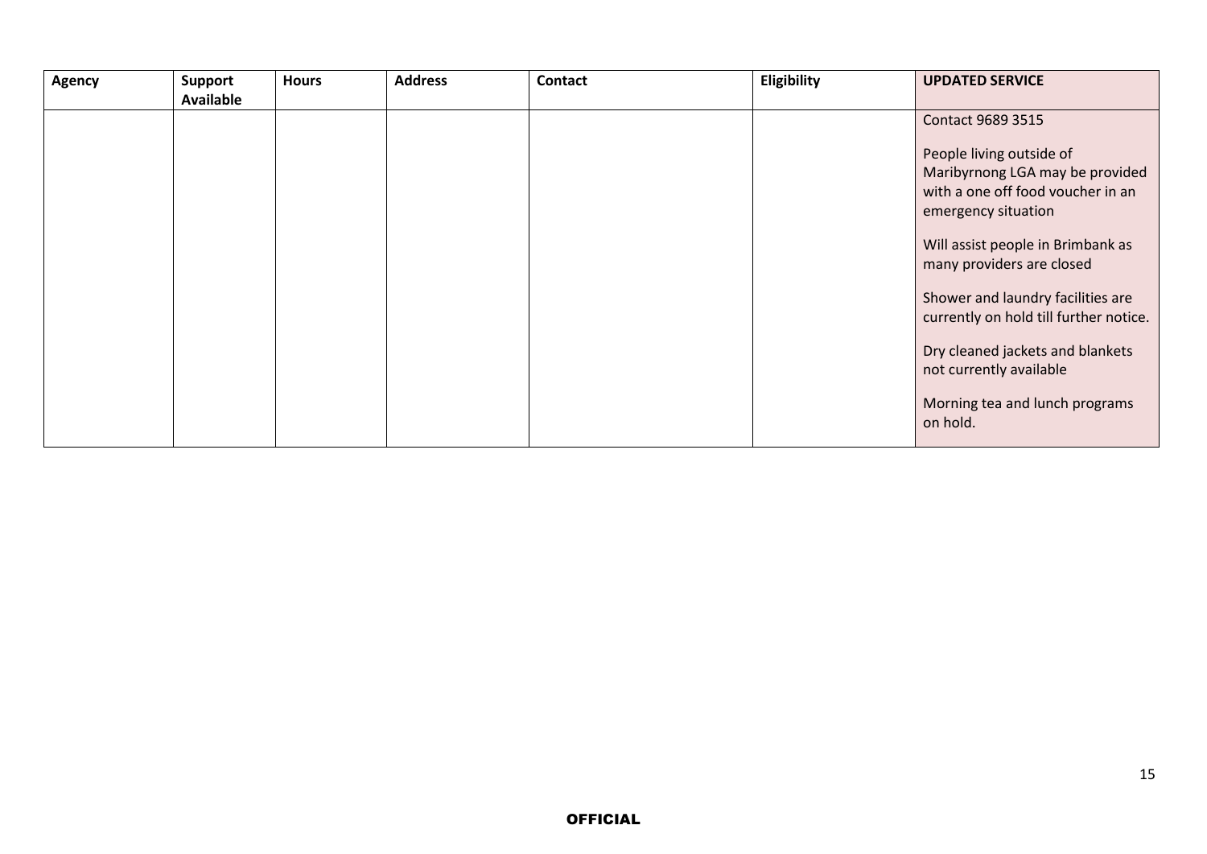| Agency | Support Available | Hours | Address | Contact | Eligibility | **UPDATED SERVICE** |
|---|---|---|---|---|---|---|
| | | | | | | Contact 9689 3515<br><br>People living outside of Maribyrnong LGA may be provided with a one off food voucher in an emergency situation<br><br>Will assist people in Brimbank as many providers are closed<br><br>Shower and laundry facilities are currently on hold till further notice.<br><br>Dry cleaned jackets and blankets not currently available<br><br>Morning tea and lunch programs on hold. |

OFFICIAL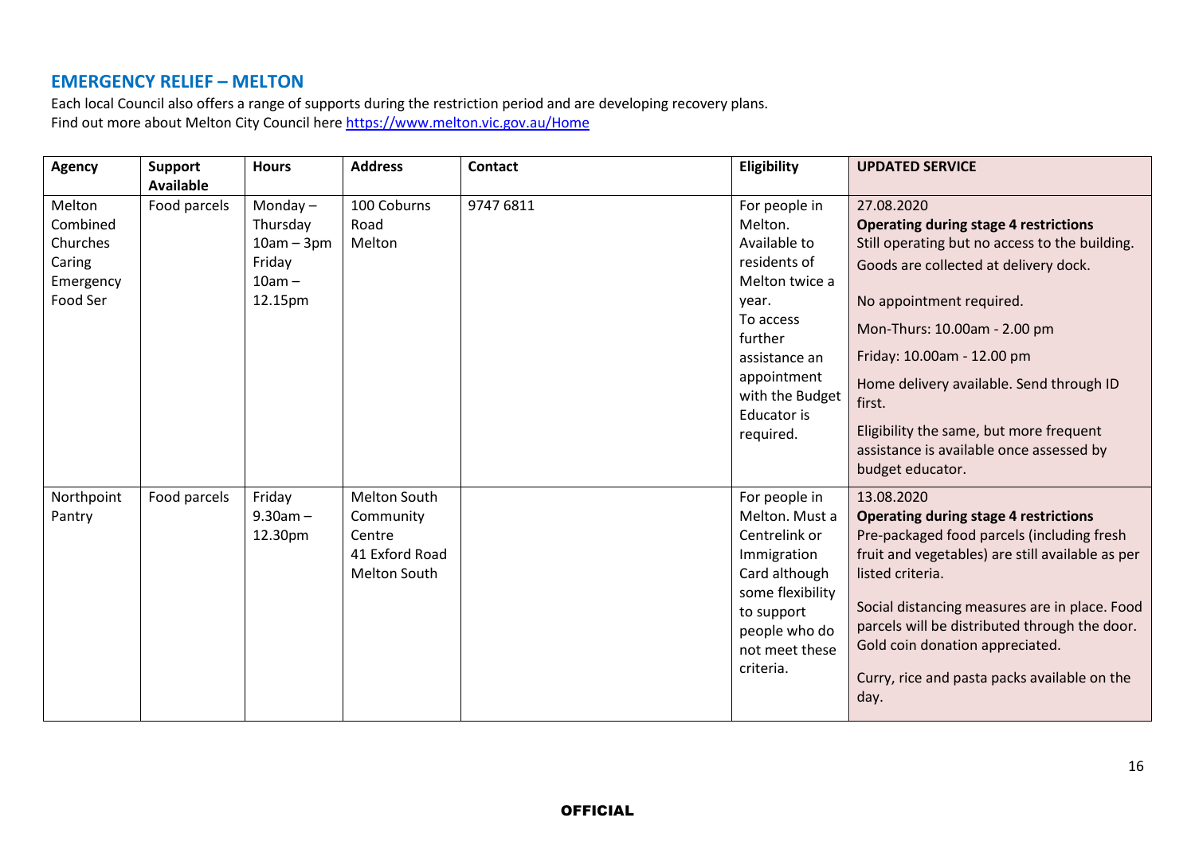## EMERGENCY RELIEF – MELTON

Each local Council also offers a range of supports during the restriction period and are developing recovery plans.
Find out more about Melton City Council here https://www.melton.vic.gov.au/Home

| Agency | Support Available | Hours | Address | Contact | Eligibility | UPDATED SERVICE |
|---|---|---|---|---|---|---|
| Melton Combined Churches Caring Emergency Food Ser | Food parcels | Monday – Thursday 10am – 3pm Friday 10am – 12.15pm | 100 Coburns Road Melton | 9747 6811 | For people in Melton. Available to residents of Melton twice a year. To access further assistance an appointment with the Budget Educator is required. | 27.08.2020 **Operating during stage 4 restrictions** Still operating but no access to the building. Goods are collected at delivery dock. No appointment required. Mon-Thurs: 10.00am - 2.00 pm Friday: 10.00am - 12.00 pm Home delivery available. Send through ID first. Eligibility the same, but more frequent assistance is available once assessed by budget educator. |
| Northpoint Pantry | Food parcels | Friday 9.30am – 12.30pm | Melton South Community Centre 41 Exford Road Melton South | | For people in Melton. Must a Centrelink or Immigration Card although some flexibility to support people who do not meet these criteria. | 13.08.2020 **Operating during stage 4 restrictions** Pre-packaged food parcels (including fresh fruit and vegetables) are still available as per listed criteria. Social distancing measures are in place. Food parcels will be distributed through the door. Gold coin donation appreciated. Curry, rice and pasta packs available on the day. |

OFFICIAL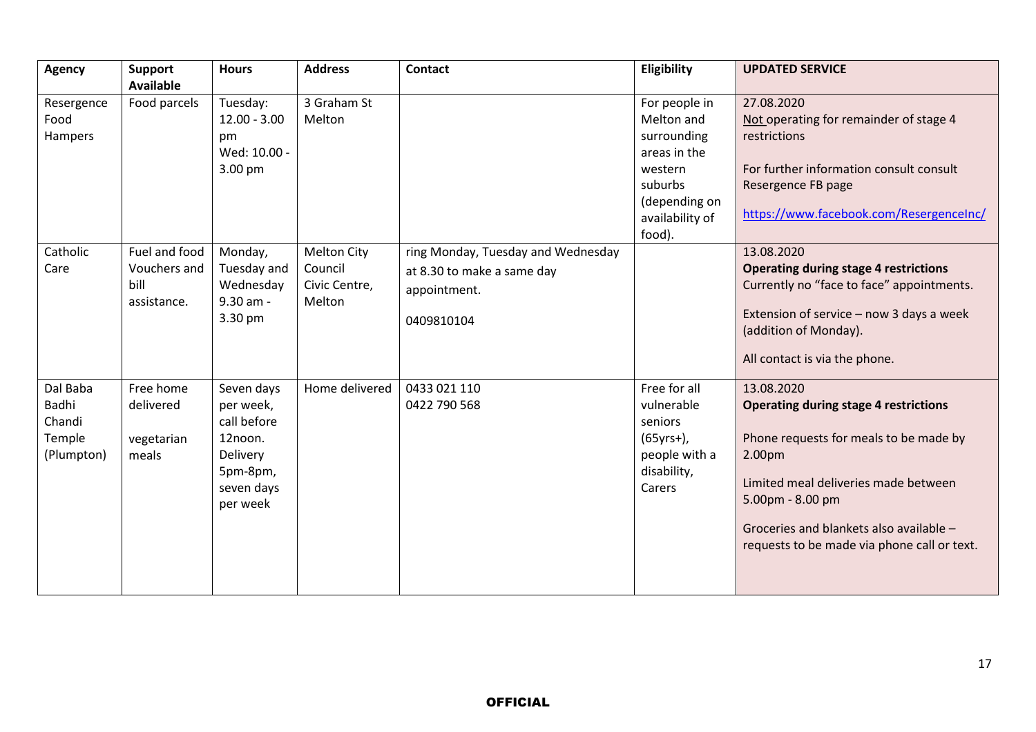| Agency | Support Available | Hours | Address | Contact | Eligibility | UPDATED SERVICE |
|---|---|---|---|---|---|---|
| Resergence Food Hampers | Food parcels | Tuesday: 12.00 - 3.00 pm<br>Wed: 10.00 - 3.00 pm | 3 Graham St Melton | | For people in Melton and surrounding areas in the western suburbs (depending on availability of food). | 27.08.2020<br>Not operating for remainder of stage 4 restrictions<br><br>For further information consult consult Resergence FB page<br><br>https://www.facebook.com/ResergenceInc/ |
| Catholic Care | Fuel and food Vouchers and bill assistance. | Monday, Tuesday and Wednesday 9.30 am - 3.30 pm | Melton City Council Civic Centre, Melton | ring Monday, Tuesday and Wednesday at 8.30 to make a same day appointment.<br><br>0409810104 | | 13.08.2020<br>**Operating during stage 4 restrictions**<br>Currently no "face to face" appointments.<br><br>Extension of service – now 3 days a week (addition of Monday).<br><br>All contact is via the phone. |
| Dal Baba Badhi Chandi Temple (Plumpton) | Free home delivered vegetarian meals | Seven days per week, call before 12noon. Delivery 5pm-8pm, seven days per week | Home delivered | 0433 021 110<br>0422 790 568 | Free for all vulnerable seniors (65yrs+), people with a disability, Carers | 13.08.2020<br>**Operating during stage 4 restrictions**<br><br>Phone requests for meals to be made by 2.00pm<br><br>Limited meal deliveries made between 5.00pm - 8.00 pm<br><br>Groceries and blankets also available – requests to be made via phone call or text. |

**OFFICIAL**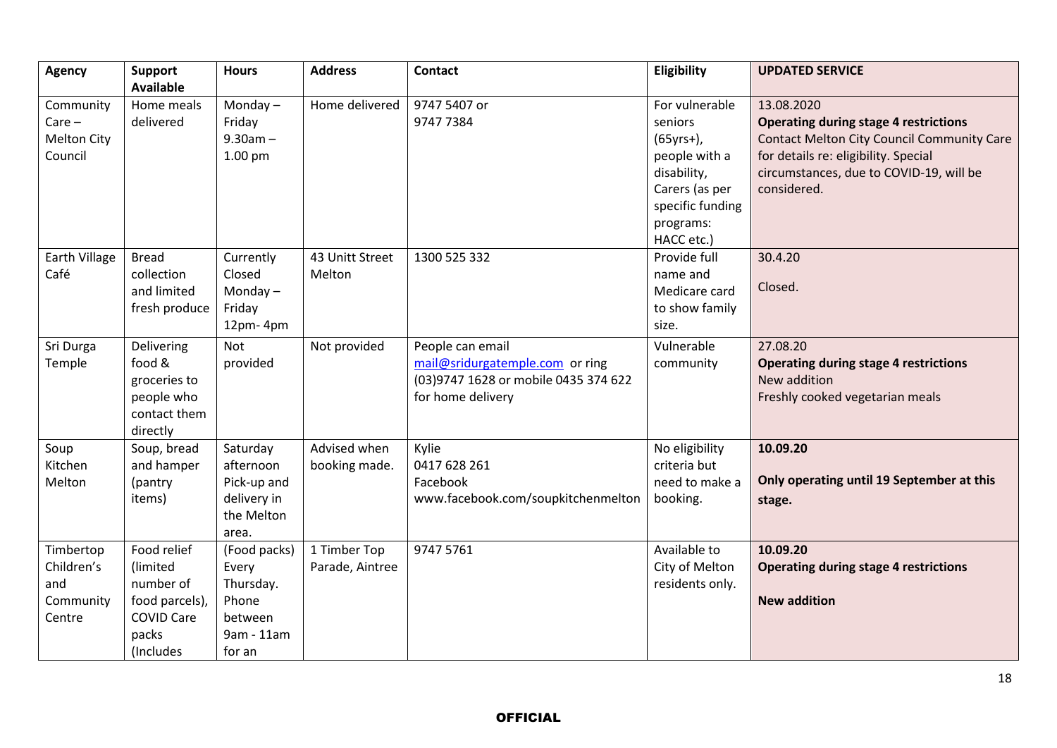| Agency | Support Available | Hours | Address | Contact | Eligibility | UPDATED SERVICE |
|---|---|---|---|---|---|---|
| Community Care – Melton City Council | Home meals delivered | Monday – Friday 9.30am – 1.00 pm | Home delivered | 9747 5407 or 9747 7384 | For vulnerable seniors (65yrs+), people with a disability, Carers (as per specific funding programs: HACC etc.) | 13.08.2020 **Operating during stage 4 restrictions** Contact Melton City Council Community Care for details re: eligibility. Special circumstances, due to COVID-19, will be considered. |
| Earth Village Café | Bread collection and limited fresh produce | Currently Closed Monday – Friday 12pm- 4pm | 43 Unitt Street Melton | 1300 525 332 | Provide full name and Medicare card to show family size. | 30.4.20 Closed. |
| Sri Durga Temple | Delivering food & groceries to people who contact them directly | Not provided | Not provided | People can email mail@sridurgatemple.com or ring (03)9747 1628 or mobile 0435 374 622 for home delivery | Vulnerable community | 27.08.20 **Operating during stage 4 restrictions** New addition Freshly cooked vegetarian meals |
| Soup Kitchen Melton | Soup, bread and hamper (pantry items) | Saturday afternoon Pick-up and delivery in the Melton area. | Advised when booking made. | Kylie 0417 628 261 Facebook www.facebook.com/soupkitchenmelton | No eligibility criteria but need to make a booking. | **10.09.20** **Only operating until 19 September at this stage.** |
| Timbertop Children's and Community Centre | Food relief (limited number of food parcels), COVID Care packs (Includes | (Food packs) Every Thursday. Phone between 9am - 11am for an | 1 Timber Top Parade, Aintree | 9747 5761 | Available to City of Melton residents only. | **10.09.20** **Operating during stage 4 restrictions** **New addition** |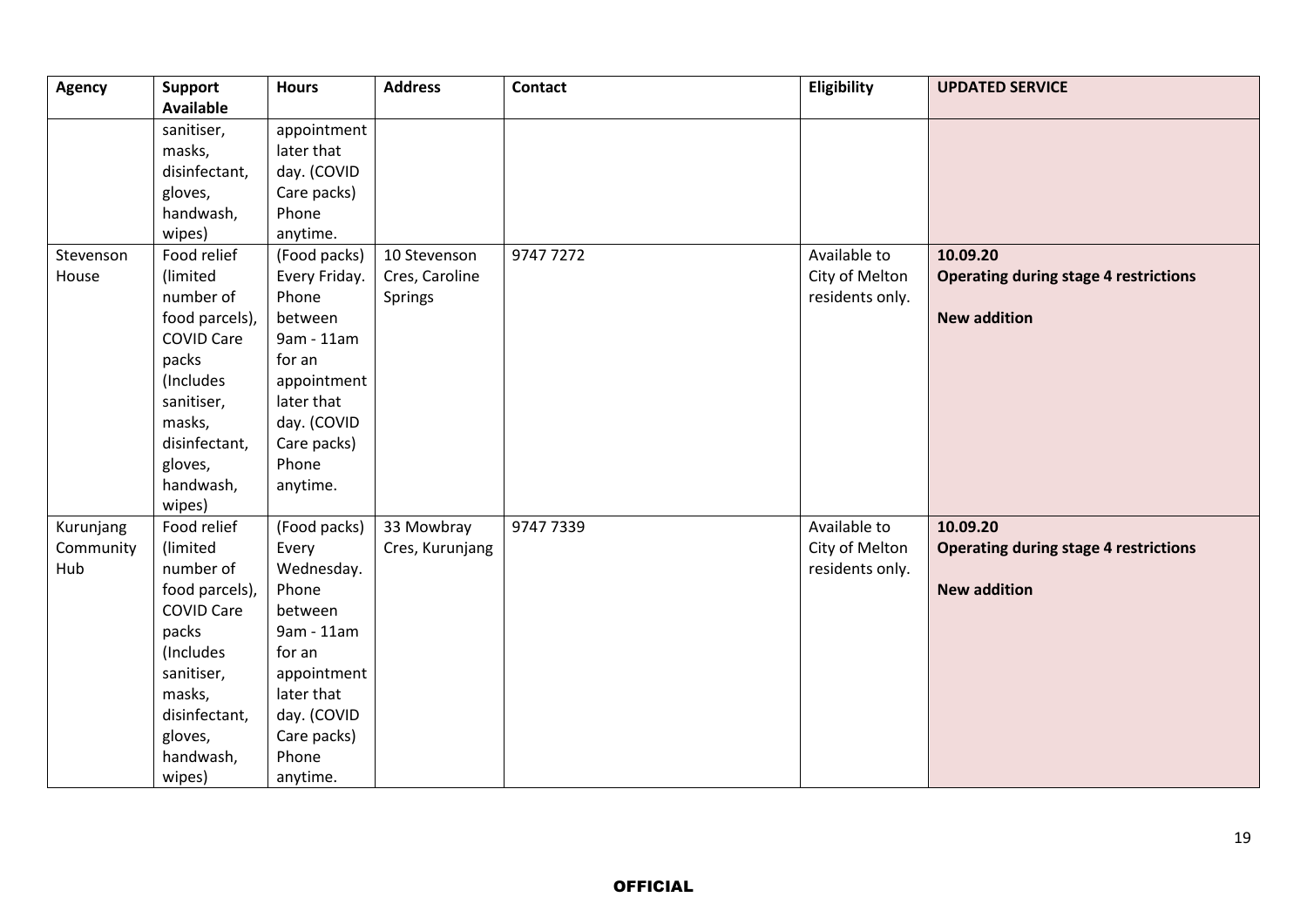| Agency | Support Available | Hours | Address | Contact | Eligibility | UPDATED SERVICE |
|---|---|---|---|---|---|---|
| | sanitiser, masks, disinfectant, gloves, handwash, wipes) | appointment later that day. (COVID Care packs) Phone anytime. | | | | |
| Stevenson House | Food relief (limited number of food parcels), COVID Care packs (Includes sanitiser, masks, disinfectant, gloves, handwash, wipes) | (Food packs) Every Friday. Phone between 9am - 11am for an appointment later that day. (COVID Care packs) Phone anytime. | 10 Stevenson Cres, Caroline Springs | 9747 7272 | Available to City of Melton residents only. | **10.09.20** **Operating during stage 4 restrictions** **New addition** |
| Kurunjang Community Hub | Food relief (limited number of food parcels), COVID Care packs (Includes sanitiser, masks, disinfectant, gloves, handwash, wipes) | (Food packs) Every Wednesday. Phone between 9am - 11am for an appointment later that day. (COVID Care packs) Phone anytime. | 33 Mowbray Cres, Kurunjang | 9747 7339 | Available to City of Melton residents only. | **10.09.20** **Operating during stage 4 restrictions** **New addition** |

OFFICIAL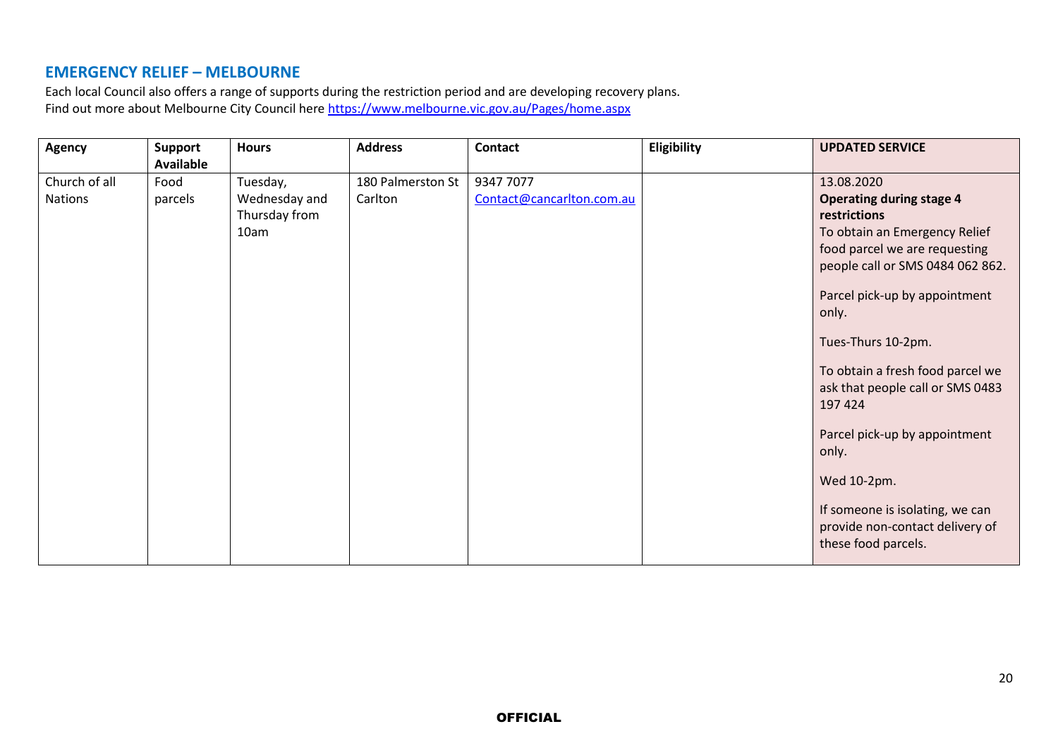## EMERGENCY RELIEF – MELBOURNE

Each local Council also offers a range of supports during the restriction period and are developing recovery plans.
Find out more about Melbourne City Council here https://www.melbourne.vic.gov.au/Pages/home.aspx

| Agency | Support Available | Hours | Address | Contact | Eligibility | UPDATED SERVICE |
|---|---|---|---|---|---|---|
| Church of all Nations | Food parcels | Tuesday, Wednesday and Thursday from 10am | 180 Palmerston St Carlton | 9347 7077 Contact@cancarlton.com.au | | 13.08.2020 **Operating during stage 4 restrictions** To obtain an Emergency Relief food parcel we are requesting people call or SMS 0484 062 862. Parcel pick-up by appointment only. Tues-Thurs 10-2pm. To obtain a fresh food parcel we ask that people call or SMS 0483 197 424 Parcel pick-up by appointment only. Wed 10-2pm. If someone is isolating, we can provide non-contact delivery of these food parcels. |

OFFICIAL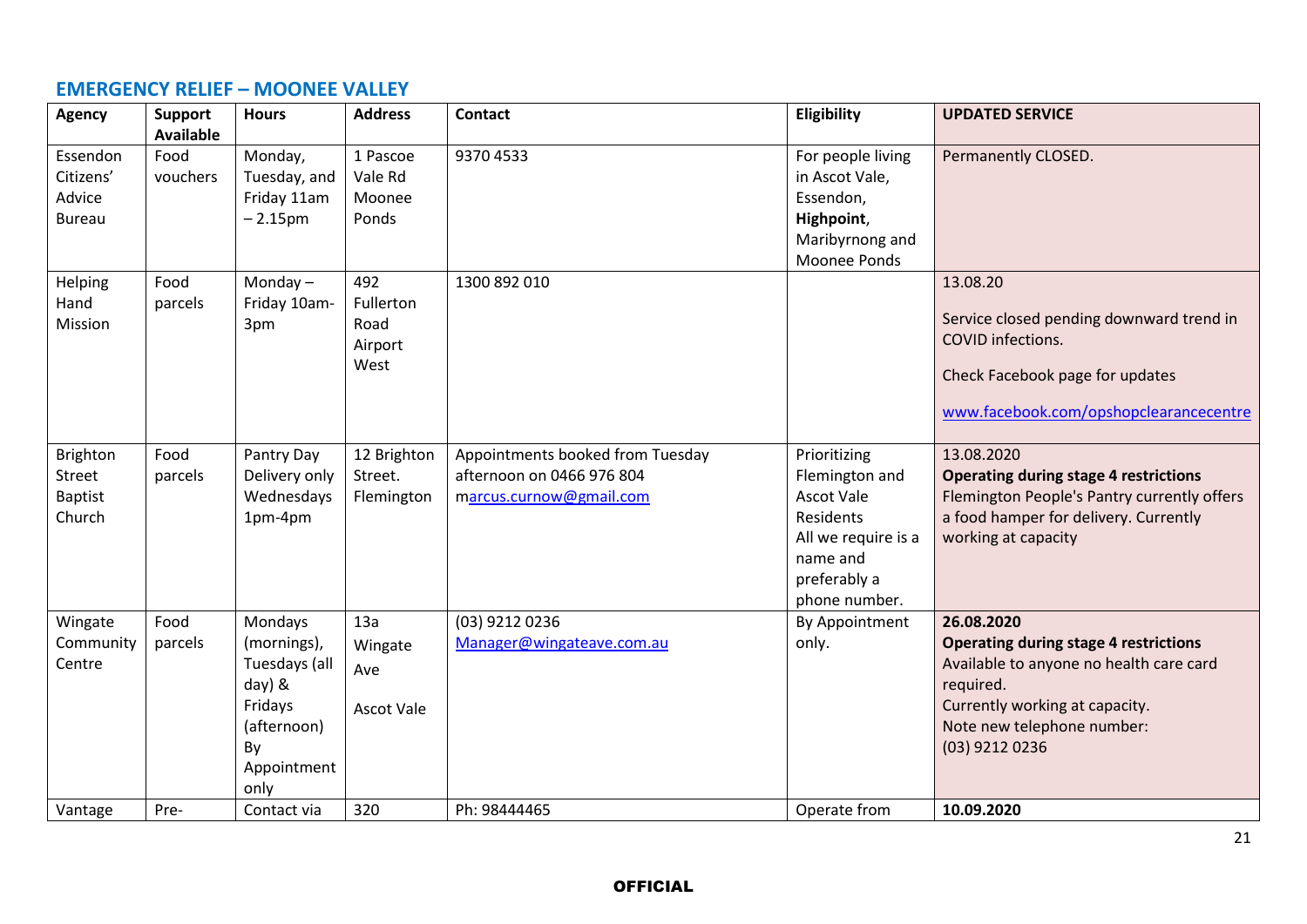## EMERGENCY RELIEF – MOONEE VALLEY

| Agency | Support Available | Hours | Address | Contact | Eligibility | UPDATED SERVICE |
|---|---|---|---|---|---|---|
| Essendon Citizens' Advice Bureau | Food vouchers | Monday, Tuesday, and Friday 11am – 2.15pm | 1 Pascoe Vale Rd Moonee Ponds | 9370 4533 | For people living in Ascot Vale, Essendon, **Highpoint**, Maribyrnong and Moonee Ponds | Permanently CLOSED. |
| Helping Hand Mission | Food parcels | Monday – Friday 10am-3pm | 492 Fullerton Road Airport West | 1300 892 010 | | 13.08.20<br><br>Service closed pending downward trend in COVID infections.<br><br>Check Facebook page for updates<br><br>www.facebook.com/opshopclearancecentre |
| Brighton Street Baptist Church | Food parcels | Pantry Day Delivery only Wednesdays 1pm-4pm | 12 Brighton Street. Flemington | Appointments booked from Tuesday afternoon on 0466 976 804<br>marcus.curnow@gmail.com | Prioritizing Flemington and Ascot Vale Residents All we require is a name and preferably a phone number. | 13.08.2020<br>**Operating during stage 4 restrictions**<br>Flemington People's Pantry currently offers a food hamper for delivery. Currently working at capacity |
| Wingate Community Centre | Food parcels | Mondays (mornings), Tuesdays (all day) & Fridays (afternoon) By Appointment only | 13a Wingate Ave<br><br>Ascot Vale | (03) 9212 0236<br>Manager@wingateave.com.au | By Appointment only. | **26.08.2020**<br>**Operating during stage 4 restrictions**<br>Available to anyone no health care card required.<br>Currently working at capacity.<br>Note new telephone number:<br>(03) 9212 0236 |
| Vantage | Pre- | Contact via | 320 | Ph: 98444465 | Operate from | **10.09.2020** |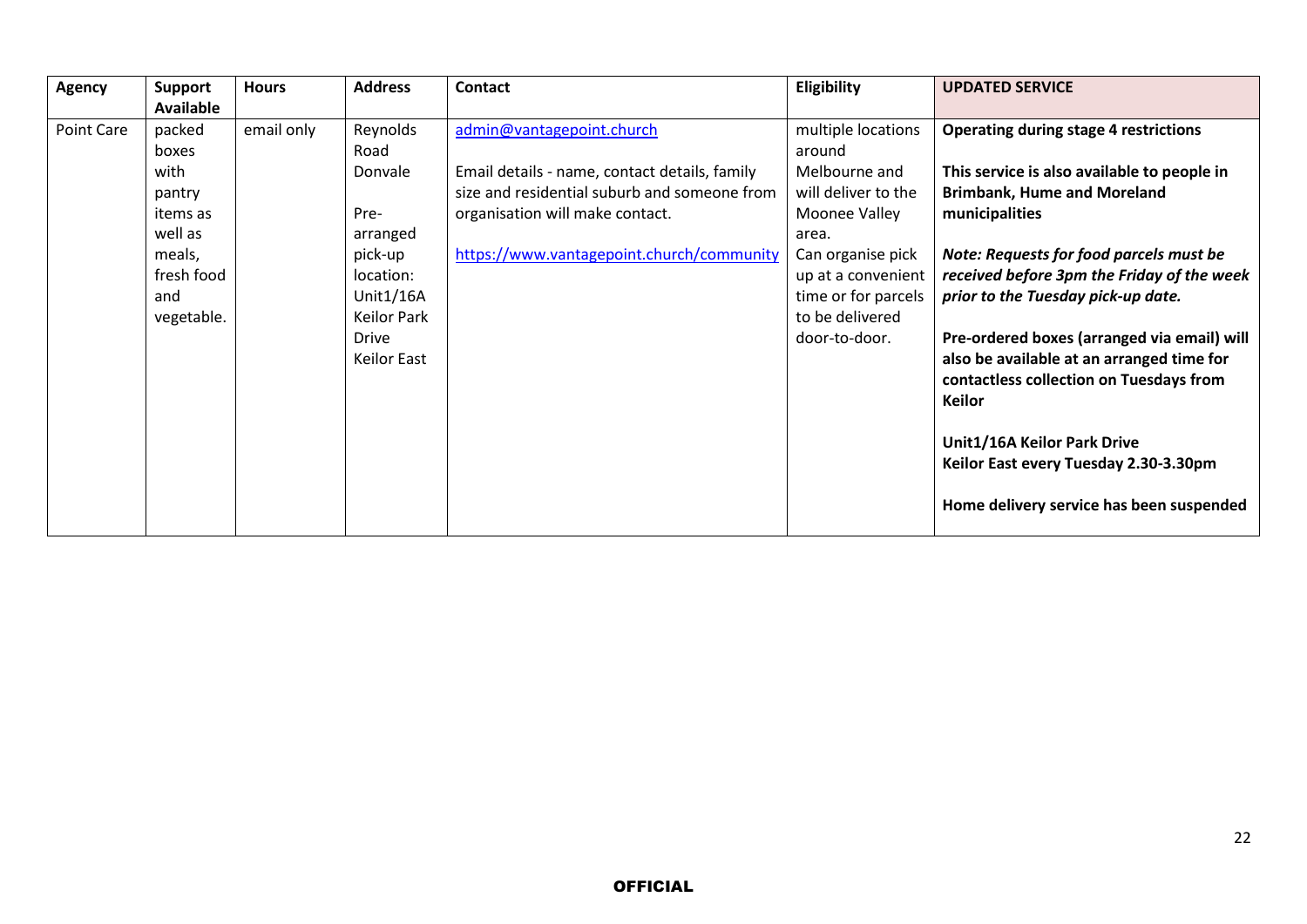| Agency | Support Available | Hours | Address | Contact | Eligibility | UPDATED SERVICE |
|---|---|---|---|---|---|---|
| Point Care | packed boxes with pantry items as well as meals, fresh food and vegetable. | email only | Reynolds Road Donvale<br><br>Pre-arranged pick-up location: Unit1/16A Keilor Park Drive Keilor East | admin@vantagepoint.church<br><br>Email details - name, contact details, family size and residential suburb and someone from organisation will make contact.<br><br>https://www.vantagepoint.church/community | multiple locations around Melbourne and will deliver to the Moonee Valley area.<br>Can organise pick up at a convenient time or for parcels to be delivered door-to-door. | **Operating during stage 4 restrictions**<br><br>**This service is also available to people in Brimbank, Hume and Moreland municipalities**<br><br>***Note: Requests for food parcels must be received before 3pm the Friday of the week prior to the Tuesday pick-up date.***<br><br>**Pre-ordered boxes (arranged via email) will also be available at an arranged time for contactless collection on Tuesdays from Keilor**<br><br>**Unit1/16A Keilor Park Drive Keilor East every Tuesday 2.30-3.30pm**<br><br>**Home delivery service has been suspended** |

**OFFICIAL**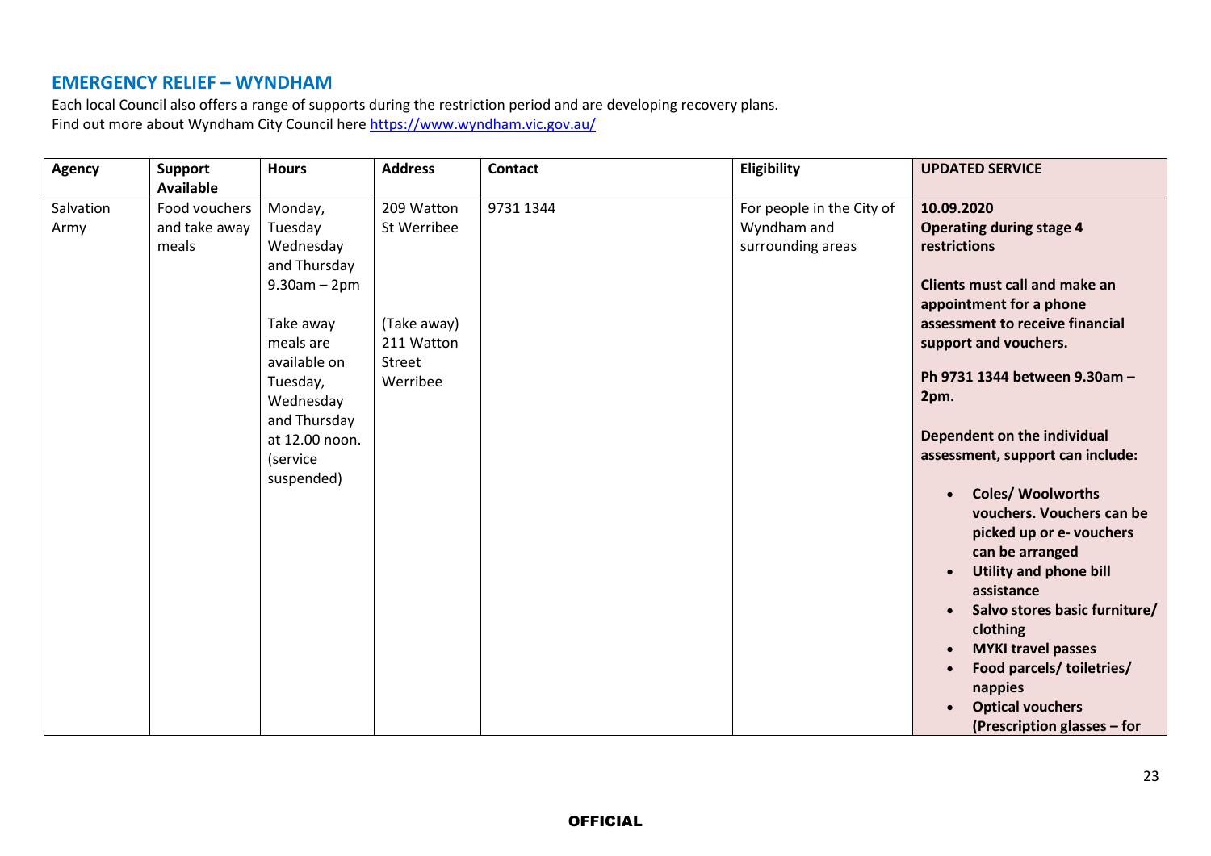## EMERGENCY RELIEF – WYNDHAM

Each local Council also offers a range of supports during the restriction period and are developing recovery plans.
Find out more about Wyndham City Council here https://www.wyndham.vic.gov.au/

| Agency | Support Available | Hours | Address | Contact | Eligibility | UPDATED SERVICE |
|---|---|---|---|---|---|---|
| Salvation Army | Food vouchers and take away meals | Monday, Tuesday Wednesday and Thursday 9.30am – 2pm<br><br>Take away meals are available on Tuesday, Wednesday and Thursday at 12.00 noon. (service suspended) | 209 Watton St Werribee<br><br>(Take away) 211 Watton Street Werribee | 9731 1344 | For people in the City of Wyndham and surrounding areas | **10.09.2020**<br>**Operating during stage 4 restrictions**<br><br>**Clients must call and make an appointment for a phone assessment to receive financial support and vouchers.**<br><br>**Ph 9731 1344 between 9.30am – 2pm.**<br><br>**Dependent on the individual assessment, support can include:**<br><br>• **Coles/ Woolworths vouchers. Vouchers can be picked up or e- vouchers can be arranged**<br>• **Utility and phone bill assistance**<br>• **Salvo stores basic furniture/ clothing**<br>• **MYKI travel passes**<br>• **Food parcels/ toiletries/ nappies**<br>• **Optical vouchers (Prescription glasses – for** |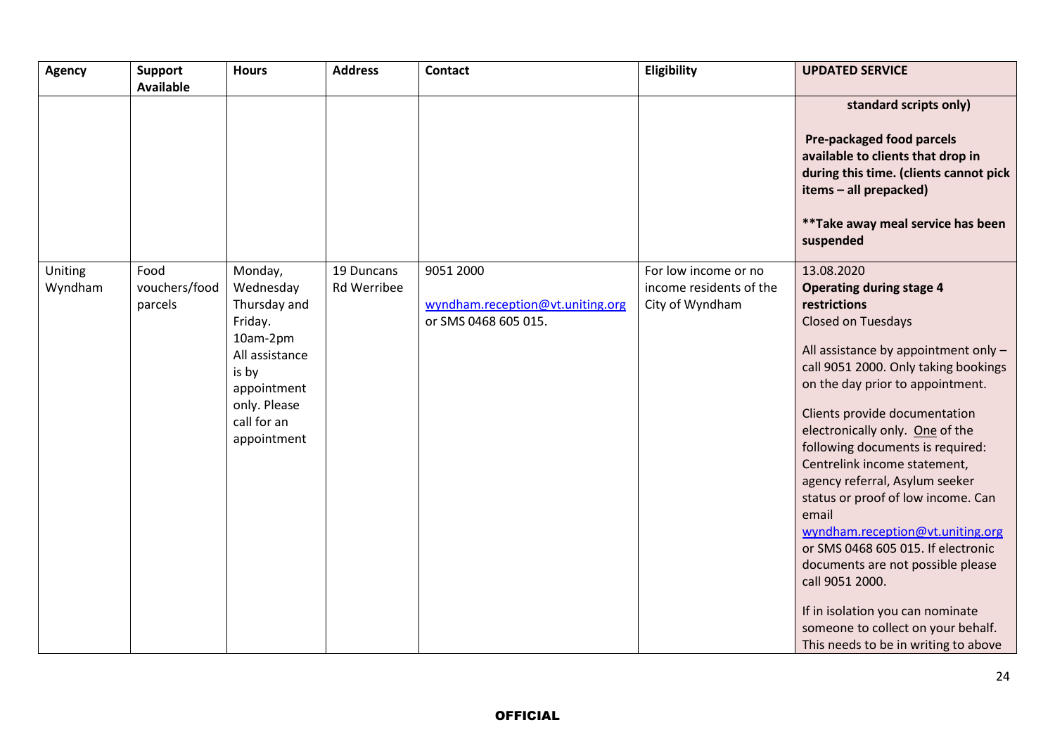| Agency | Support Available | Hours | Address | Contact | Eligibility | UPDATED SERVICE |
|---|---|---|---|---|---|---|
| | | | | | | **standard scripts only)**<br><br>**Pre-packaged food parcels available to clients that drop in during this time. (clients cannot pick items – all prepacked)**<br><br>****Take away meal service has been suspended** |
| Uniting Wyndham | Food vouchers/food parcels | Monday, Wednesday Thursday and Friday. 10am-2pm All assistance is by appointment only. Please call for an appointment | 19 Duncans Rd Werribee | 9051 2000<br><br>wyndham.reception@vt.uniting.org or SMS 0468 605 015. | For low income or no income residents of the City of Wyndham | 13.08.2020<br>**Operating during stage 4 restrictions**<br>Closed on Tuesdays<br><br>All assistance by appointment only – call 9051 2000. Only taking bookings on the day prior to appointment.<br><br>Clients provide documentation electronically only. One of the following documents is required: Centrelink income statement, agency referral, Asylum seeker status or proof of low income. Can email wyndham.reception@vt.uniting.org or SMS 0468 605 015. If electronic documents are not possible please call 9051 2000.<br><br>If in isolation you can nominate someone to collect on your behalf. This needs to be in writing to above |

OFFICIAL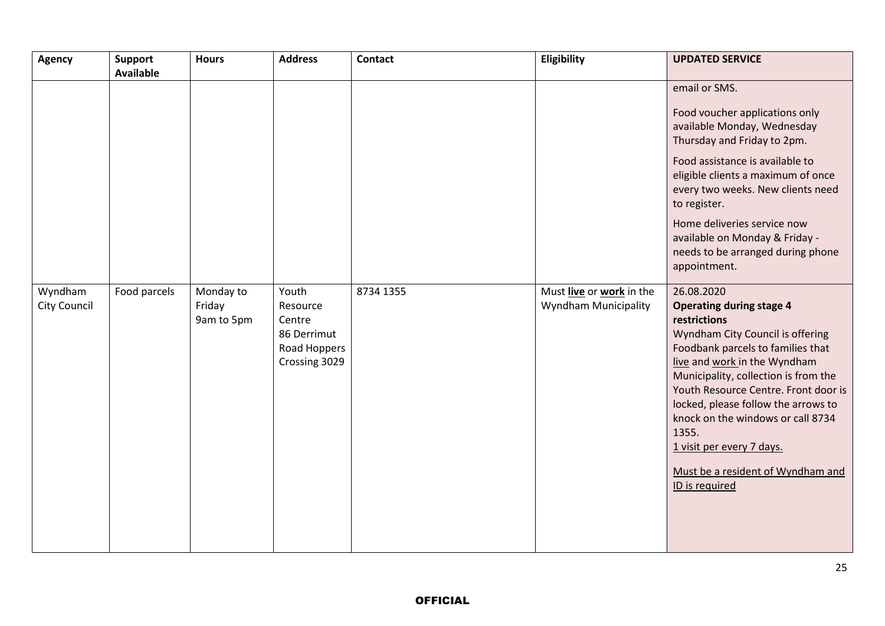| Agency | Support Available | Hours | Address | Contact | Eligibility | UPDATED SERVICE |
|---|---|---|---|---|---|---|
| | | | | | | email or SMS.<br><br>Food voucher applications only available Monday, Wednesday Thursday and Friday to 2pm.<br><br>Food assistance is available to eligible clients a maximum of once every two weeks. New clients need to register.<br><br>Home deliveries service now available on Monday & Friday - needs to be arranged during phone appointment. |
| Wyndham City Council | Food parcels | Monday to Friday 9am to 5pm | Youth Resource Centre 86 Derrimut Road Hoppers Crossing 3029 | 8734 1355 | Must **live** or **work** in the Wyndham Municipality | 26.08.2020<br>**Operating during stage 4 restrictions**<br>Wyndham City Council is offering Foodbank parcels to families that live and work in the Wyndham Municipality, collection is from the Youth Resource Centre. Front door is locked, please follow the arrows to knock on the windows or call 8734 1355.<br>1 visit per every 7 days.<br><br>Must be a resident of Wyndham and ID is required |

OFFICIAL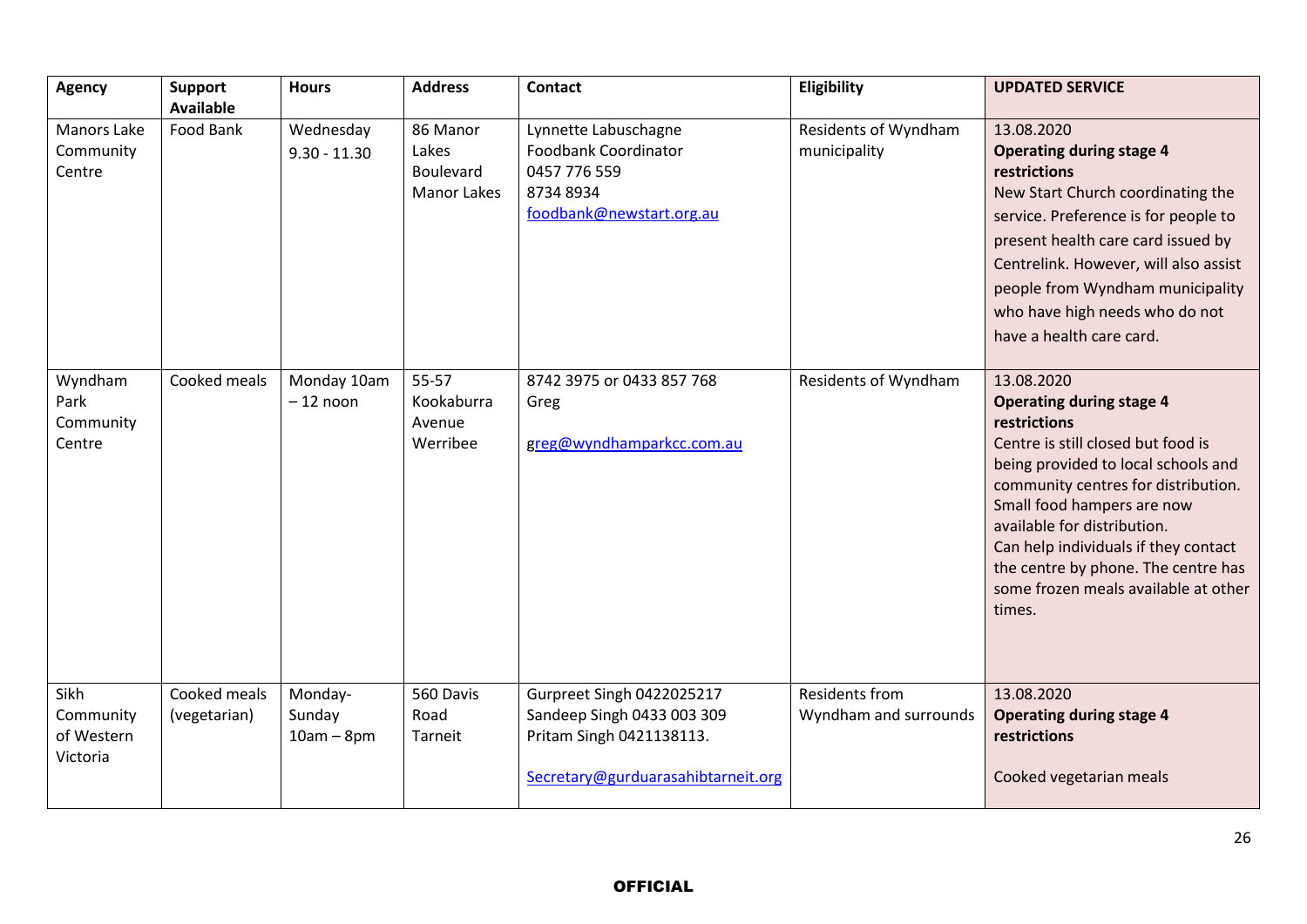| Agency | Support Available | Hours | Address | Contact | Eligibility | UPDATED SERVICE |
|---|---|---|---|---|---|---|
| Manors Lake Community Centre | Food Bank | Wednesday 9.30 - 11.30 | 86 Manor Lakes Boulevard Manor Lakes | Lynnette Labuschagne Foodbank Coordinator 0457 776 559 8734 8934 foodbank@newstart.org.au | Residents of Wyndham municipality | 13.08.2020 **Operating during stage 4 restrictions** New Start Church coordinating the service. Preference is for people to present health care card issued by Centrelink. However, will also assist people from Wyndham municipality who have high needs who do not have a health care card. |
| Wyndham Park Community Centre | Cooked meals | Monday 10am – 12 noon | 55-57 Kookaburra Avenue Werribee | 8742 3975 or 0433 857 768 Greg greg@wyndhamparkcc.com.au | Residents of Wyndham | 13.08.2020 **Operating during stage 4 restrictions** Centre is still closed but food is being provided to local schools and community centres for distribution. Small food hampers are now available for distribution. Can help individuals if they contact the centre by phone. The centre has some frozen meals available at other times. |
| Sikh Community of Western Victoria | Cooked meals (vegetarian) | Monday-Sunday 10am – 8pm | 560 Davis Road Tarneit | Gurpreet Singh 0422025217 Sandeep Singh 0433 003 309 Pritam Singh 0421138113. Secretary@gurduarasahibtarneit.org | Residents from Wyndham and surrounds | 13.08.2020 **Operating during stage 4 restrictions** Cooked vegetarian meals |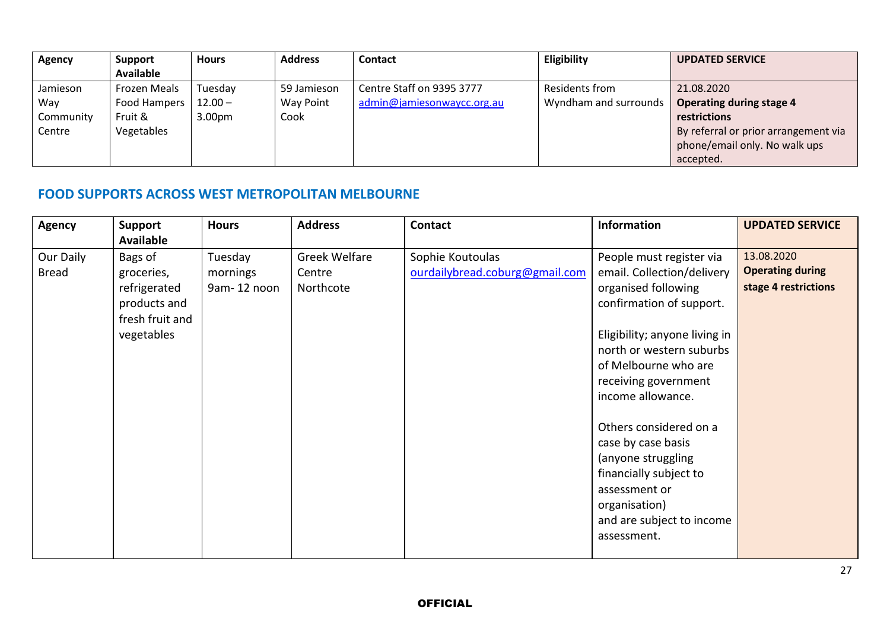| Agency | Support Available | Hours | Address | Contact | Eligibility | UPDATED SERVICE |
|---|---|---|---|---|---|---|
| Jamieson Way Community Centre | Frozen Meals Food Hampers Fruit & Vegetables | Tuesday 12.00 – 3.00pm | 59 Jamieson Way Point Cook | Centre Staff on 9395 3777 admin@jamiesonwaycc.org.au | Residents from Wyndham and surrounds | 21.08.2020 **Operating during stage 4 restrictions** By referral or prior arrangement via phone/email only. No walk ups accepted. |

## FOOD SUPPORTS ACROSS WEST METROPOLITAN MELBOURNE

| Agency | Support Available | Hours | Address | Contact | Information | UPDATED SERVICE |
|---|---|---|---|---|---|---|
| Our Daily Bread | Bags of groceries, refrigerated products and fresh fruit and vegetables | Tuesday mornings 9am- 12 noon | Greek Welfare Centre Northcote | Sophie Koutoulas ourdailybread.coburg@gmail.com | People must register via email. Collection/delivery organised following confirmation of support.<br><br>Eligibility; anyone living in north or western suburbs of Melbourne who are receiving government income allowance.<br><br>Others considered on a case by case basis (anyone struggling financially subject to assessment or organisation) and are subject to income assessment. | 13.08.2020 **Operating during stage 4 restrictions** |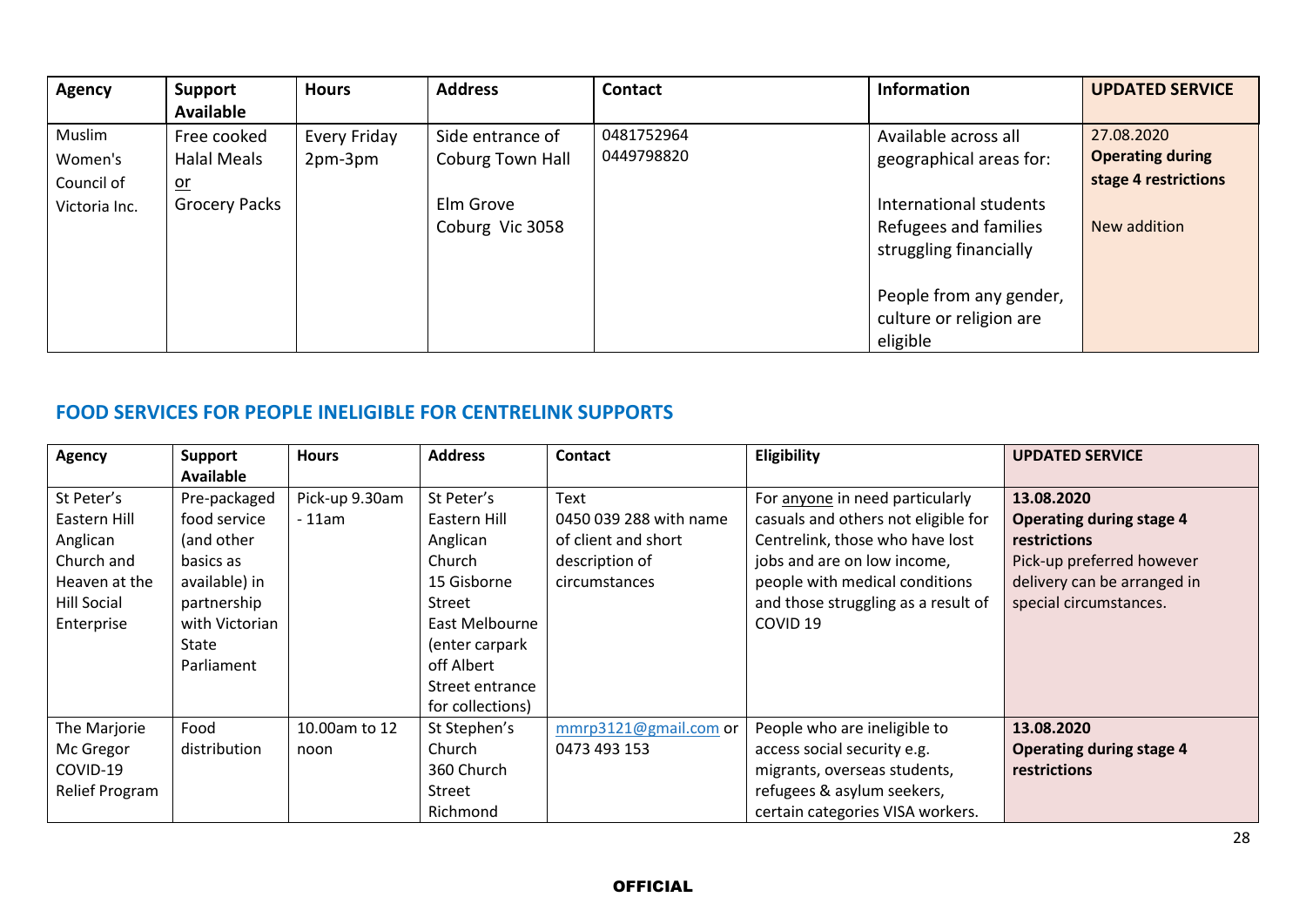| Agency | Support Available | Hours | Address | Contact | Information | UPDATED SERVICE |
|---|---|---|---|---|---|---|
| Muslim Women's Council of Victoria Inc. | Free cooked Halal Meals or Grocery Packs | Every Friday 2pm-3pm | Side entrance of Coburg Town Hall<br><br>Elm Grove<br>Coburg Vic 3058 | 0481752964<br>0449798820 | Available across all geographical areas for:<br><br>International students<br>Refugees and families struggling financially<br><br>People from any gender, culture or religion are eligible | 27.08.2020<br>**Operating during stage 4 restrictions**<br><br>New addition |

## FOOD SERVICES FOR PEOPLE INELIGIBLE FOR CENTRELINK SUPPORTS

| Agency | Support Available | Hours | Address | Contact | Eligibility | UPDATED SERVICE |
|---|---|---|---|---|---|---|
| St Peter's Eastern Hill Anglican Church and Heaven at the Hill Social Enterprise | Pre-packaged food service (and other basics as available) in partnership with Victorian State Parliament | Pick-up 9.30am - 11am | St Peter's Eastern Hill Anglican Church 15 Gisborne Street East Melbourne (enter carpark off Albert Street entrance for collections) | Text 0450 039 288 with name of client and short description of circumstances | For anyone in need particularly casuals and others not eligible for Centrelink, those who have lost jobs and are on low income, people with medical conditions and those struggling as a result of COVID 19 | **13.08.2020**<br>**Operating during stage 4 restrictions**<br>Pick-up preferred however delivery can be arranged in special circumstances. |
| The Marjorie Mc Gregor COVID-19 Relief Program | Food distribution | 10.00am to 12 noon | St Stephen's Church 360 Church Street Richmond | mmrp3121@gmail.com or 0473 493 153 | People who are ineligible to access social security e.g. migrants, overseas students, refugees & asylum seekers, certain categories VISA workers. | **13.08.2020**<br>**Operating during stage 4 restrictions** |

OFFICIAL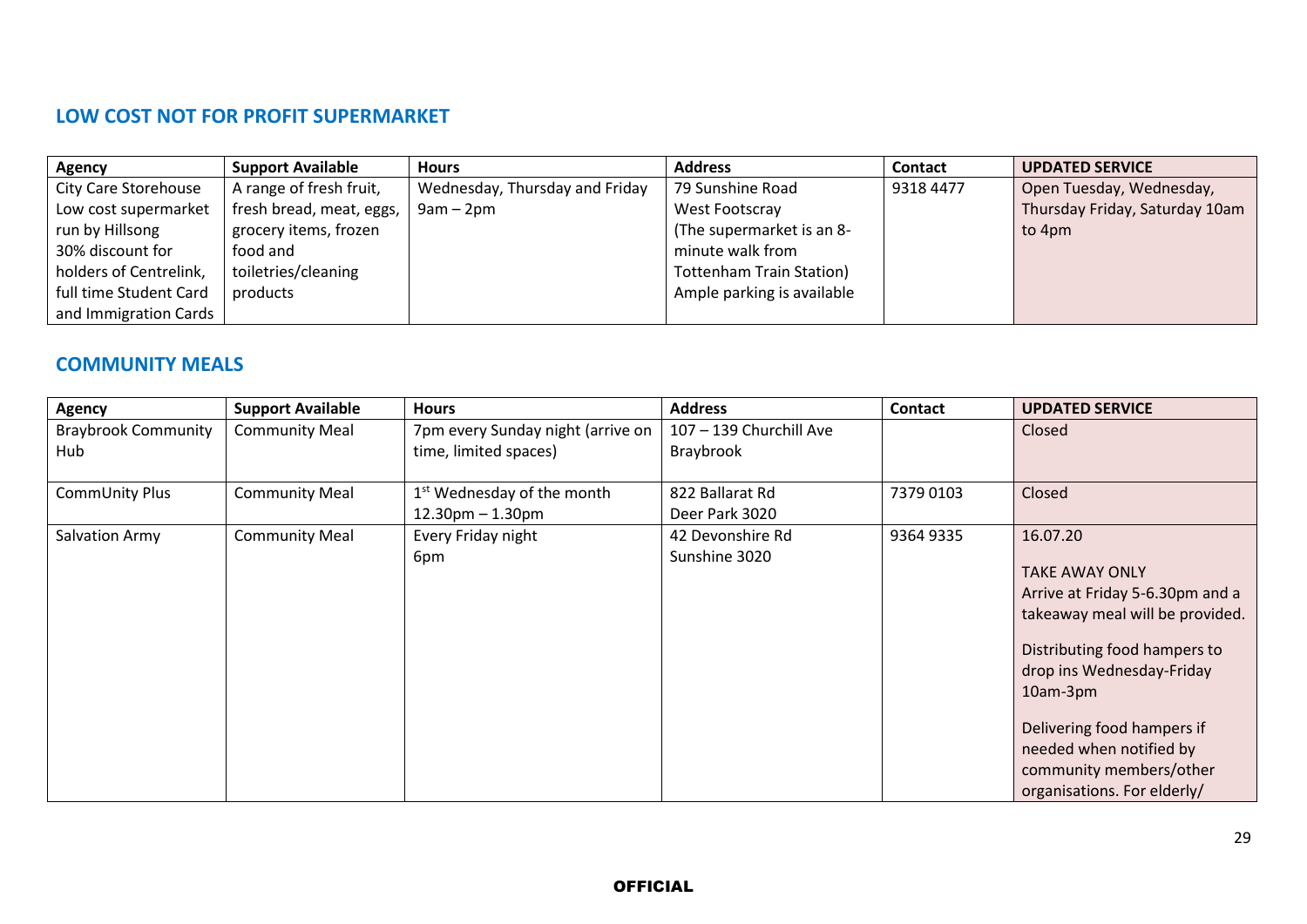## LOW COST NOT FOR PROFIT SUPERMARKET

| Agency | Support Available | Hours | Address | Contact | UPDATED SERVICE |
|---|---|---|---|---|---|
| City Care Storehouse Low cost supermarket run by Hillsong 30% discount for holders of Centrelink, full time Student Card and Immigration Cards | A range of fresh fruit, fresh bread, meat, eggs, grocery items, frozen food and toiletries/cleaning products | Wednesday, Thursday and Friday 9am – 2pm | 79 Sunshine Road West Footscray (The supermarket is an 8-minute walk from Tottenham Train Station) Ample parking is available | 9318 4477 | Open Tuesday, Wednesday, Thursday Friday, Saturday 10am to 4pm |

## COMMUNITY MEALS

| Agency | Support Available | Hours | Address | Contact | UPDATED SERVICE |
|---|---|---|---|---|---|
| Braybrook Community Hub | Community Meal | 7pm every Sunday night (arrive on time, limited spaces) | 107 – 139 Churchill Ave Braybrook | | Closed |
| CommUnity Plus | Community Meal | 1st Wednesday of the month 12.30pm – 1.30pm | 822 Ballarat Rd Deer Park 3020 | 7379 0103 | Closed |
| Salvation Army | Community Meal | Every Friday night 6pm | 42 Devonshire Rd Sunshine 3020 | 9364 9335 | 16.07.20<br><br>TAKE AWAY ONLY<br>Arrive at Friday 5-6.30pm and a takeaway meal will be provided.<br><br>Distributing food hampers to drop ins Wednesday-Friday 10am-3pm<br><br>Delivering food hampers if needed when notified by community members/other organisations. For elderly/ |

OFFICIAL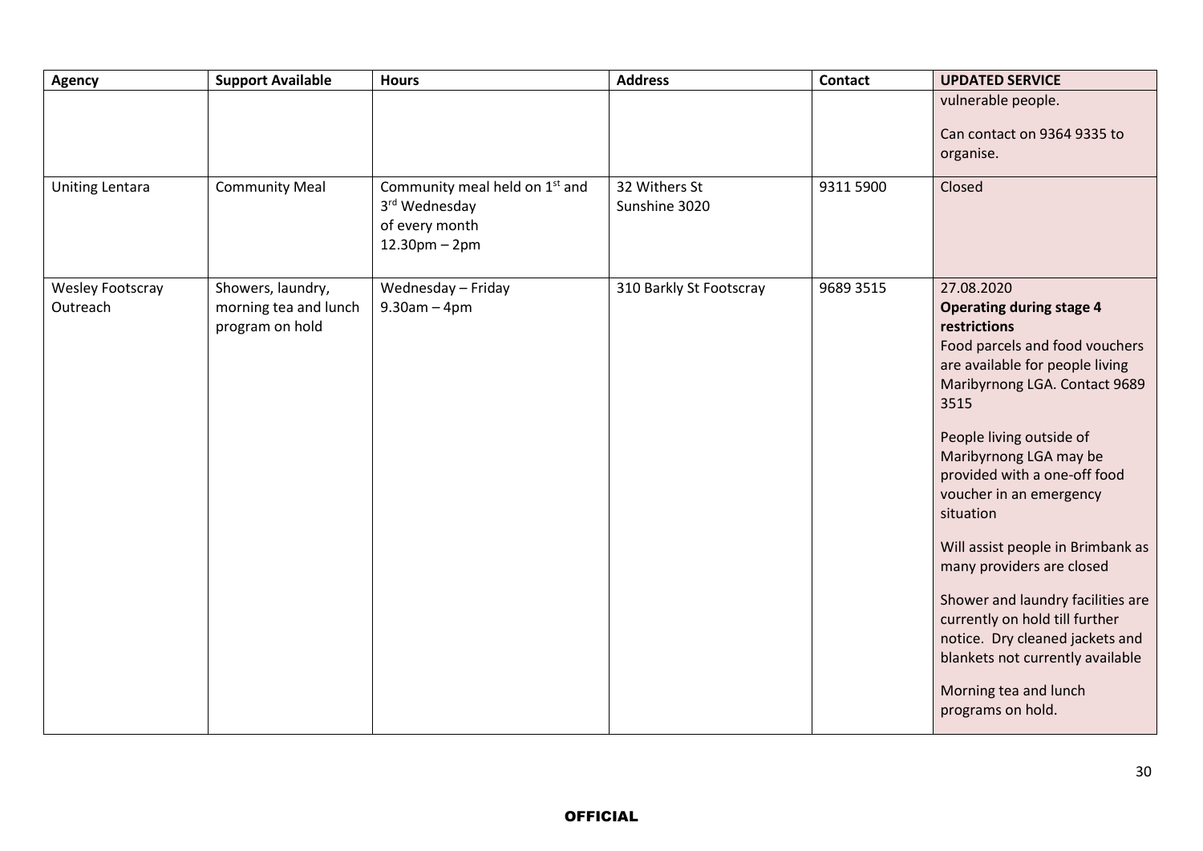| Agency | Support Available | Hours | Address | Contact | UPDATED SERVICE |
|---|---|---|---|---|---|
| | | | | | vulnerable people.<br><br>Can contact on 9364 9335 to organise. |
| Uniting Lentara | Community Meal | Community meal held on 1st and 3rd Wednesday of every month 12.30pm – 2pm | 32 Withers St Sunshine 3020 | 9311 5900 | Closed |
| Wesley Footscray Outreach | Showers, laundry, morning tea and lunch program on hold | Wednesday – Friday 9.30am – 4pm | 310 Barkly St Footscray | 9689 3515 | 27.08.2020<br>**Operating during stage 4 restrictions**<br>Food parcels and food vouchers are available for people living Maribyrnong LGA. Contact 9689 3515<br><br>People living outside of Maribyrnong LGA may be provided with a one-off food voucher in an emergency situation<br><br>Will assist people in Brimbank as many providers are closed<br><br>Shower and laundry facilities are currently on hold till further notice. Dry cleaned jackets and blankets not currently available<br><br>Morning tea and lunch programs on hold. |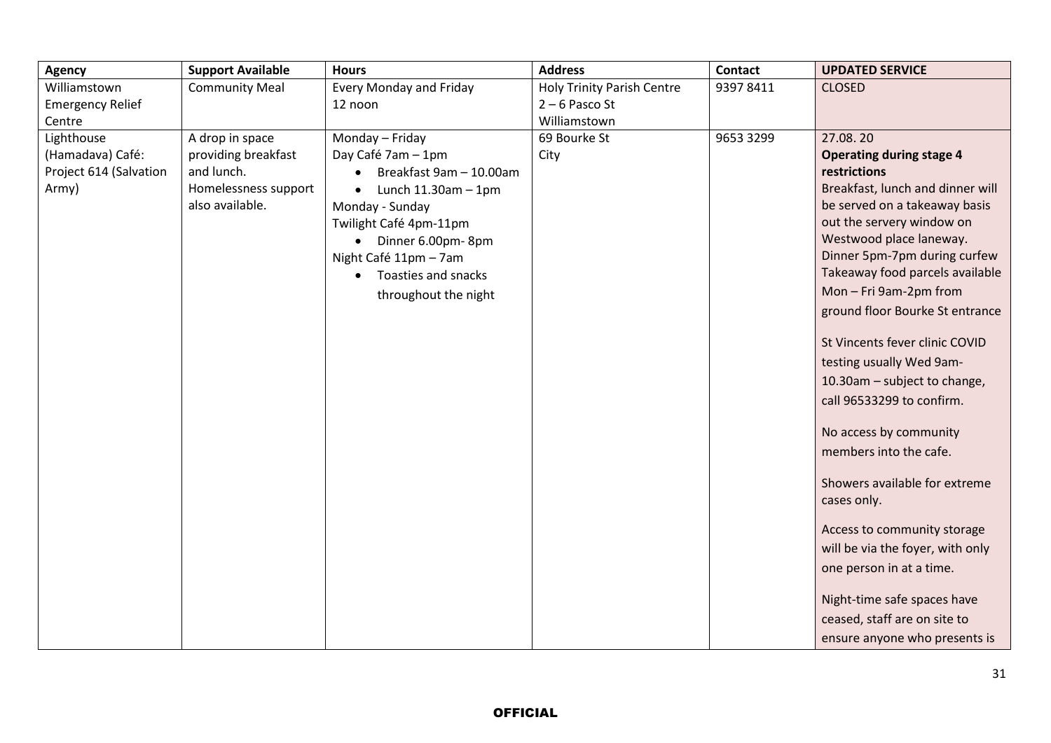| Agency | Support Available | Hours | Address | Contact | UPDATED SERVICE |
|---|---|---|---|---|---|
| Williamstown Emergency Relief Centre | Community Meal | Every Monday and Friday 12 noon | Holy Trinity Parish Centre 2 – 6 Pasco St Williamstown | 9397 8411 | CLOSED |
| Lighthouse (Hamadava) Café: Project 614 (Salvation Army) | A drop in space providing breakfast and lunch. Homelessness support also available. | Monday – Friday<br>Day Café 7am – 1pm<br>• Breakfast 9am – 10.00am<br>• Lunch 11.30am – 1pm<br>Monday - Sunday<br>Twilight Café 4pm-11pm<br>• Dinner 6.00pm- 8pm<br>Night Café 11pm – 7am<br>• Toasties and snacks throughout the night | 69 Bourke St City | 9653 3299 | 27.08. 20<br>**Operating during stage 4 restrictions**<br>Breakfast, lunch and dinner will be served on a takeaway basis out the servery window on Westwood place laneway. Dinner 5pm-7pm during curfew Takeaway food parcels available Mon – Fri 9am-2pm from ground floor Bourke St entrance<br><br>St Vincents fever clinic COVID testing usually Wed 9am-10.30am – subject to change, call 96533299 to confirm.<br><br>No access by community members into the cafe.<br><br>Showers available for extreme cases only.<br><br>Access to community storage will be via the foyer, with only one person in at a time.<br><br>Night-time safe spaces have ceased, staff are on site to ensure anyone who presents is |

OFFICIAL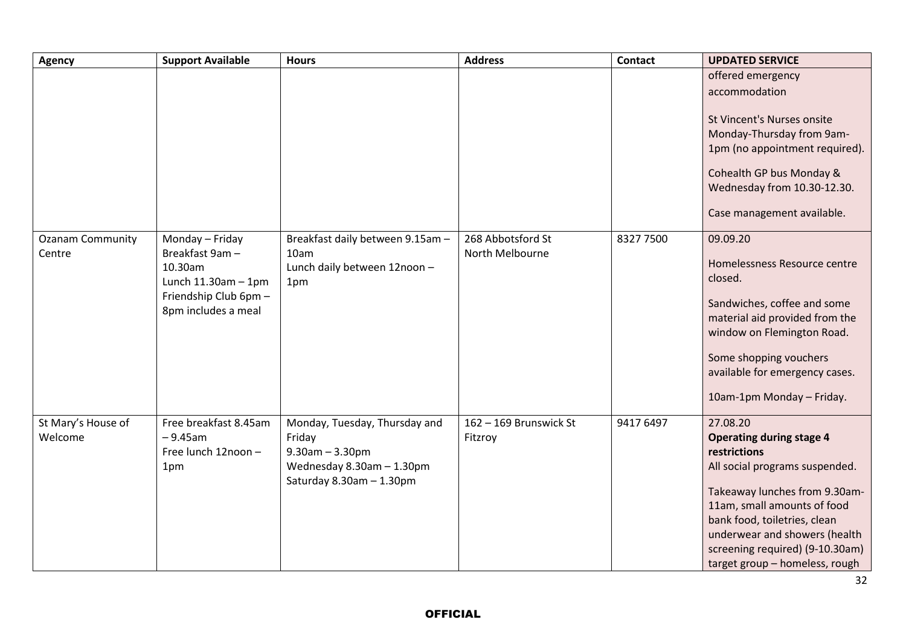| Agency | Support Available | Hours | Address | Contact | UPDATED SERVICE |
| --- | --- | --- | --- | --- | --- |
| | | | | | offered emergency accommodation<br><br>St Vincent's Nurses onsite Monday-Thursday from 9am-1pm (no appointment required).<br><br>Cohealth GP bus Monday & Wednesday from 10.30-12.30.<br><br>Case management available. |
| Ozanam Community Centre | Monday – Friday<br>Breakfast 9am – 10.30am<br>Lunch 11.30am – 1pm<br>Friendship Club 6pm – 8pm includes a meal | Breakfast daily between 9.15am – 10am<br>Lunch daily between 12noon – 1pm | 268 Abbotsford St<br>North Melbourne | 8327 7500 | 09.09.20<br><br>Homelessness Resource centre closed.<br><br>Sandwiches, coffee and some material aid provided from the window on Flemington Road.<br><br>Some shopping vouchers available for emergency cases.<br><br>10am-1pm Monday – Friday. |
| St Mary's House of Welcome | Free breakfast 8.45am – 9.45am<br>Free lunch 12noon – 1pm | Monday, Tuesday, Thursday and Friday<br>9.30am – 3.30pm<br>Wednesday 8.30am – 1.30pm<br>Saturday 8.30am – 1.30pm | 162 – 169 Brunswick St<br>Fitzroy | 9417 6497 | 27.08.20<br>**Operating during stage 4 restrictions**<br>All social programs suspended.<br><br>Takeaway lunches from 9.30am-11am, small amounts of food bank food, toiletries, clean underwear and showers (health screening required) (9-10.30am) target group – homeless, rough |

OFFICIAL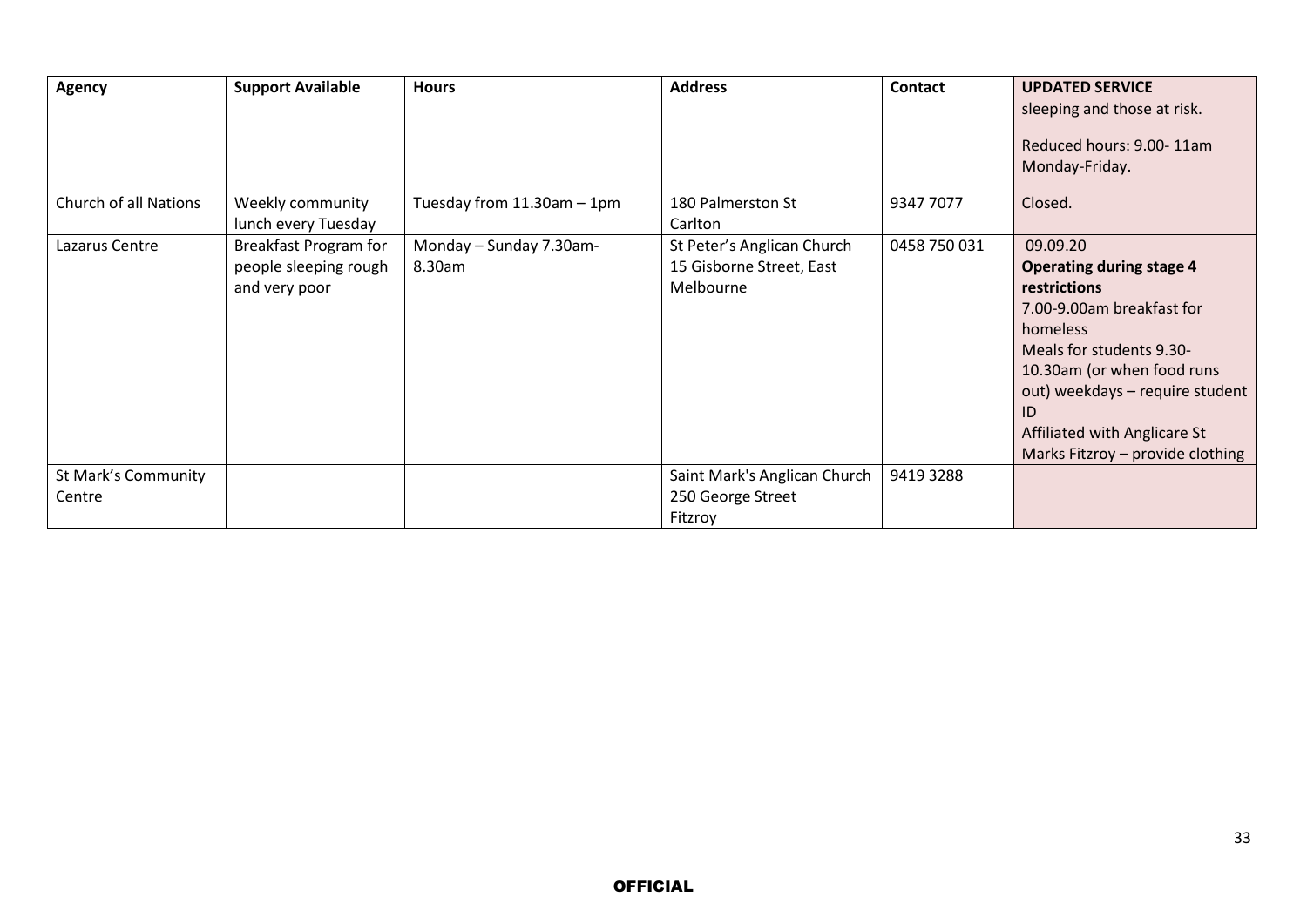| Agency | Support Available | Hours | Address | Contact | UPDATED SERVICE |
|---|---|---|---|---|---|
| | | | | | sleeping and those at risk.<br><br>Reduced hours: 9.00- 11am Monday-Friday. |
| Church of all Nations | Weekly community lunch every Tuesday | Tuesday from 11.30am – 1pm | 180 Palmerston St Carlton | 9347 7077 | Closed. |
| Lazarus Centre | Breakfast Program for people sleeping rough and very poor | Monday – Sunday 7.30am-8.30am | St Peter's Anglican Church 15 Gisborne Street, East Melbourne | 0458 750 031 | 09.09.20<br>**Operating during stage 4 restrictions**<br>7.00-9.00am breakfast for homeless<br>Meals for students 9.30-10.30am (or when food runs out) weekdays – require student ID<br>Affiliated with Anglicare St Marks Fitzroy – provide clothing |
| St Mark's Community Centre | | | Saint Mark's Anglican Church 250 George Street Fitzroy | 9419 3288 | |

**OFFICIAL**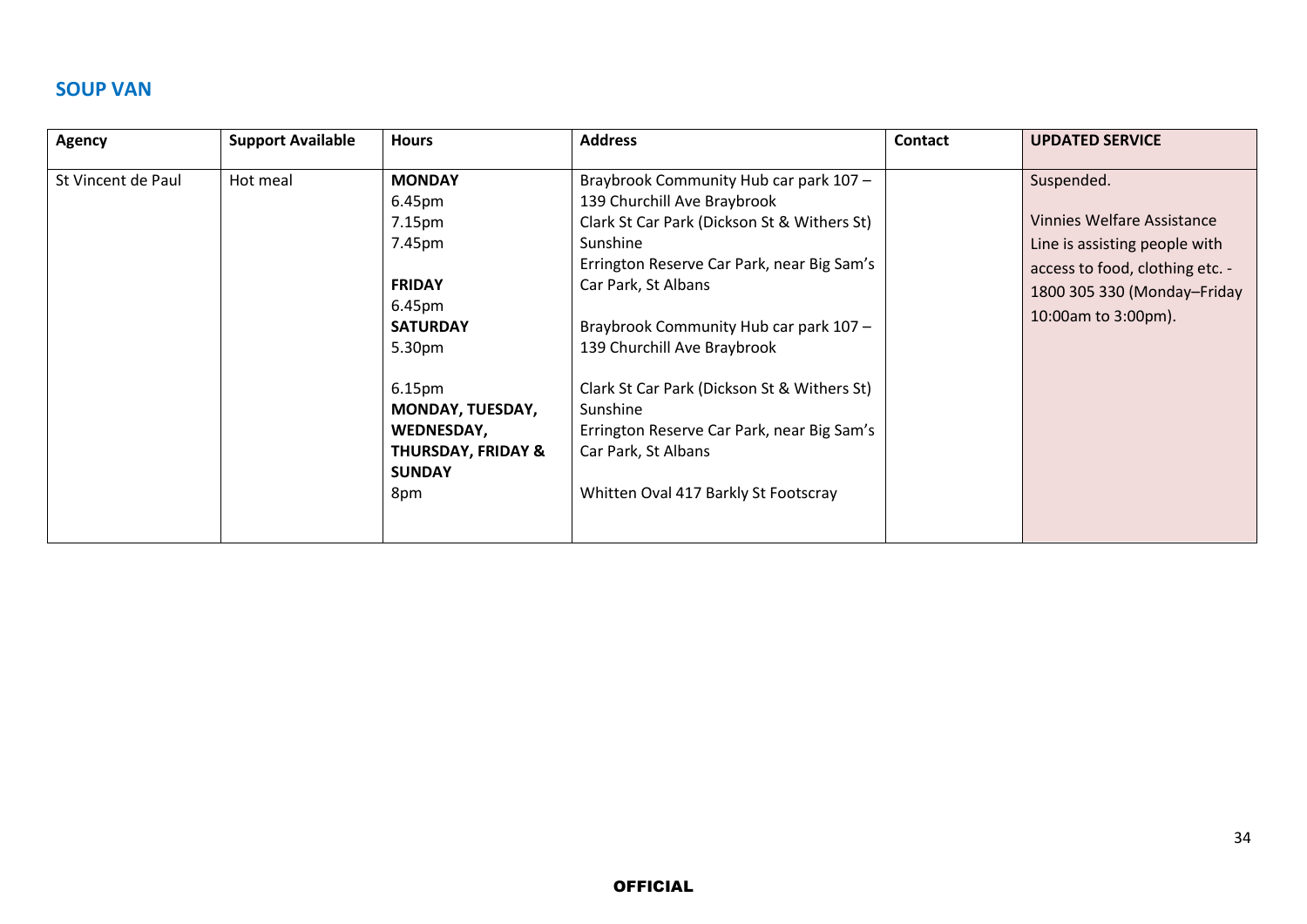## SOUP VAN

| Agency | Support Available | Hours | Address | Contact | UPDATED SERVICE |
|---|---|---|---|---|---|
| St Vincent de Paul | Hot meal | **MONDAY**<br>6.45pm<br>7.15pm<br>7.45pm<br><br>**FRIDAY**<br>6.45pm<br>**SATURDAY**<br>5.30pm<br><br>6.15pm<br>**MONDAY, TUESDAY, WEDNESDAY, THURSDAY, FRIDAY & SUNDAY**<br>8pm | Braybrook Community Hub car park 107 – 139 Churchill Ave Braybrook<br>Clark St Car Park (Dickson St & Withers St) Sunshine<br>Errington Reserve Car Park, near Big Sam's Car Park, St Albans<br><br>Braybrook Community Hub car park 107 – 139 Churchill Ave Braybrook<br><br>Clark St Car Park (Dickson St & Withers St) Sunshine<br>Errington Reserve Car Park, near Big Sam's Car Park, St Albans<br><br>Whitten Oval 417 Barkly St Footscray | | Suspended.<br><br>Vinnies Welfare Assistance Line is assisting people with access to food, clothing etc. - 1800 305 330 (Monday–Friday 10:00am to 3:00pm). |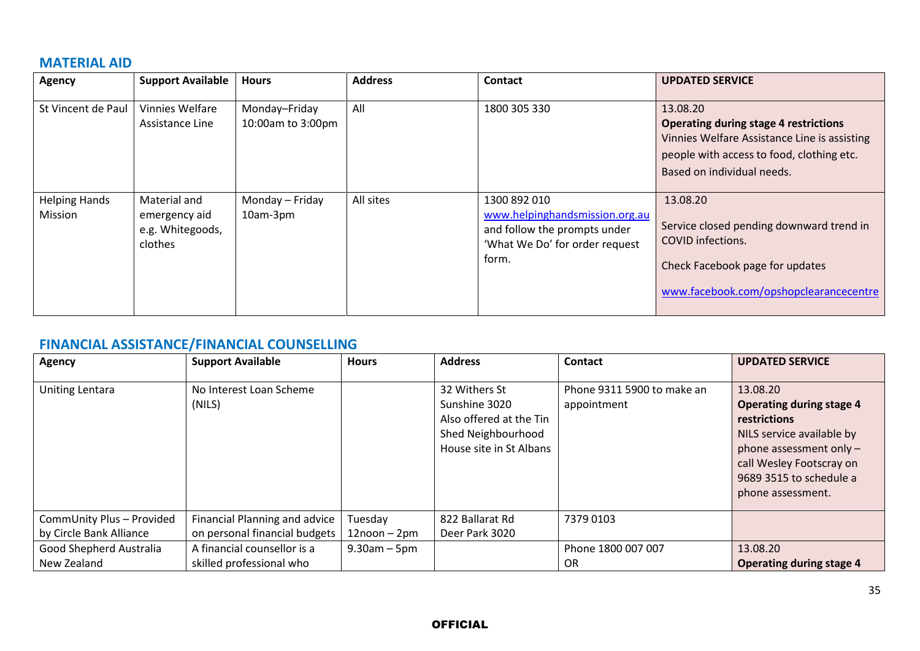## MATERIAL AID

| Agency | Support Available | Hours | Address | Contact | UPDATED SERVICE |
|---|---|---|---|---|---|
| St Vincent de Paul | Vinnies Welfare Assistance Line | Monday–Friday 10:00am to 3:00pm | All | 1800 305 330 | 13.08.20 **Operating during stage 4 restrictions** Vinnies Welfare Assistance Line is assisting people with access to food, clothing etc. Based on individual needs. |
| Helping Hands Mission | Material and emergency aid e.g. Whitegoods, clothes | Monday – Friday 10am-3pm | All sites | 1300 892 010 www.helpinghandsmission.org.au and follow the prompts under 'What We Do' for order request form. | 13.08.20 Service closed pending downward trend in COVID infections. Check Facebook page for updates www.facebook.com/opshopclearancecentre |

## FINANCIAL ASSISTANCE/FINANCIAL COUNSELLING

| Agency | Support Available | Hours | Address | Contact | UPDATED SERVICE |
|---|---|---|---|---|---|
| Uniting Lentara | No Interest Loan Scheme (NILS) | | 32 Withers St Sunshine 3020 Also offered at the Tin Shed Neighbourhood House site in St Albans | Phone 9311 5900 to make an appointment | 13.08.20 **Operating during stage 4 restrictions** NILS service available by phone assessment only – call Wesley Footscray on 9689 3515 to schedule a phone assessment. |
| CommUnity Plus – Provided by Circle Bank Alliance | Financial Planning and advice on personal financial budgets | Tuesday 12noon – 2pm | 822 Ballarat Rd Deer Park 3020 | 7379 0103 | |
| Good Shepherd Australia New Zealand | A financial counsellor is a skilled professional who | 9.30am – 5pm | | Phone 1800 007 007 OR | 13.08.20 **Operating during stage 4** |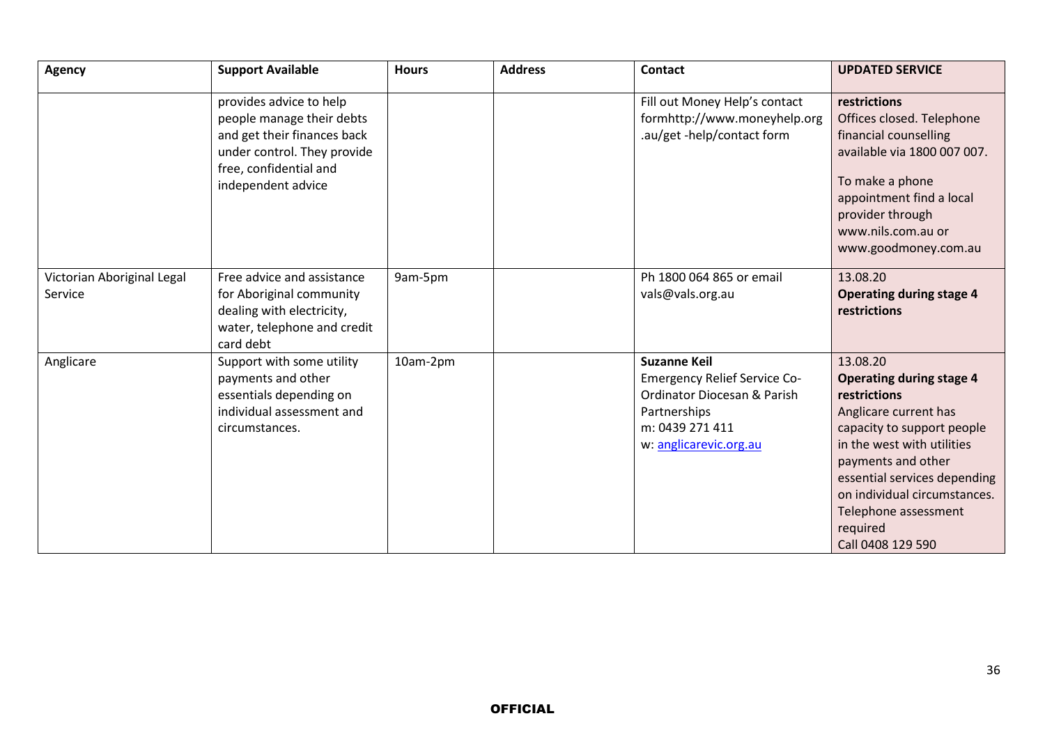| Agency | Support Available | Hours | Address | Contact | UPDATED SERVICE |
|---|---|---|---|---|---|
| | provides advice to help people manage their debts and get their finances back under control. They provide free, confidential and independent advice | | | Fill out Money Help's contact formhttp://www.moneyhelp.org.au/get -help/contact form | **restrictions**<br>Offices closed. Telephone financial counselling available via 1800 007 007.<br><br>To make a phone appointment find a local provider through www.nils.com.au or www.goodmoney.com.au |
| Victorian Aboriginal Legal Service | Free advice and assistance for Aboriginal community dealing with electricity, water, telephone and credit card debt | 9am-5pm | | Ph 1800 064 865 or email vals@vals.org.au | 13.08.20<br>**Operating during stage 4 restrictions** |
| Anglicare | Support with some utility payments and other essentials depending on individual assessment and circumstances. | 10am-2pm | | **Suzanne Keil**<br>Emergency Relief Service Co-Ordinator Diocesan & Parish Partnerships<br>m: 0439 271 411<br>w: anglicarevic.org.au | 13.08.20<br>**Operating during stage 4 restrictions**<br>Anglicare current has capacity to support people in the west with utilities payments and other essential services depending on individual circumstances. Telephone assessment required<br>Call 0408 129 590 |

**OFFICIAL**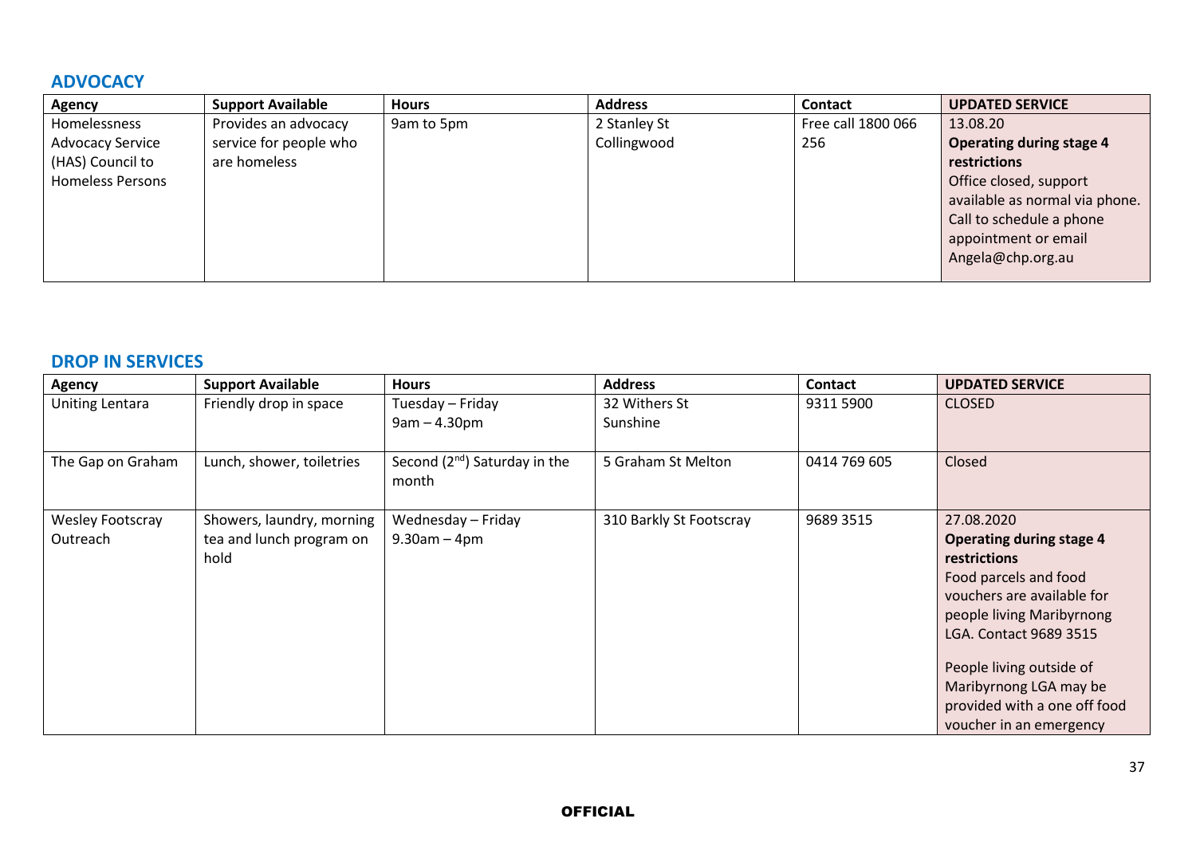## ADVOCACY

| Agency | Support Available | Hours | Address | Contact | UPDATED SERVICE |
|---|---|---|---|---|---|
| Homelessness Advocacy Service (HAS) Council to Homeless Persons | Provides an advocacy service for people who are homeless | 9am to 5pm | 2 Stanley St Collingwood | Free call 1800 066 256 | 13.08.20 **Operating during stage 4 restrictions** Office closed, support available as normal via phone. Call to schedule a phone appointment or email Angela@chp.org.au |

## DROP IN SERVICES

| Agency | Support Available | Hours | Address | Contact | UPDATED SERVICE |
|---|---|---|---|---|---|
| Uniting Lentara | Friendly drop in space | Tuesday – Friday 9am – 4.30pm | 32 Withers St Sunshine | 9311 5900 | CLOSED |
| The Gap on Graham | Lunch, shower, toiletries | Second (2nd) Saturday in the month | 5 Graham St Melton | 0414 769 605 | Closed |
| Wesley Footscray Outreach | Showers, laundry, morning tea and lunch program on hold | Wednesday – Friday 9.30am – 4pm | 310 Barkly St Footscray | 9689 3515 | 27.08.2020 **Operating during stage 4 restrictions** Food parcels and food vouchers are available for people living Maribyrnong LGA. Contact 9689 3515<br><br>People living outside of Maribyrnong LGA may be provided with a one off food voucher in an emergency |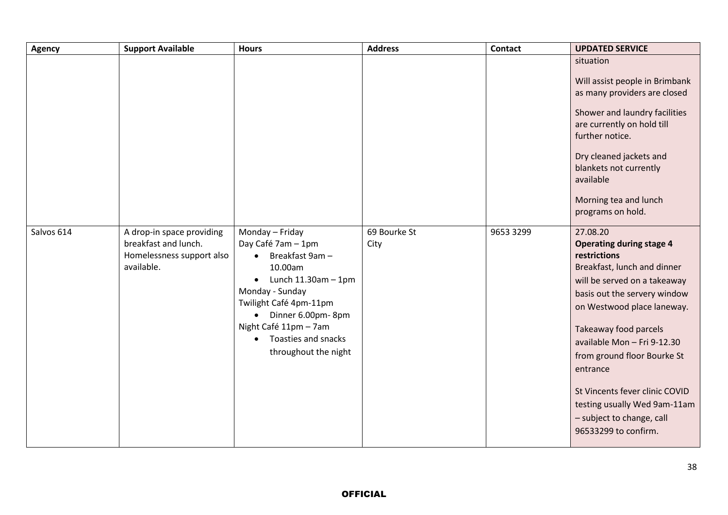| Agency | Support Available | Hours | Address | Contact | UPDATED SERVICE |
|---|---|---|---|---|---|
| | | | | | situation<br><br>Will assist people in Brimbank as many providers are closed<br><br>Shower and laundry facilities are currently on hold till further notice.<br><br>Dry cleaned jackets and blankets not currently available<br><br>Morning tea and lunch programs on hold. |
| Salvos 614 | A drop-in space providing breakfast and lunch. Homelessness support also available. | Monday – Friday<br>Day Café 7am – 1pm<br>• Breakfast 9am – 10.00am<br>• Lunch 11.30am – 1pm<br>Monday - Sunday<br>Twilight Café 4pm-11pm<br>• Dinner 6.00pm- 8pm<br>Night Café 11pm – 7am<br>• Toasties and snacks throughout the night | 69 Bourke St<br>City | 9653 3299 | 27.08.20<br>**Operating during stage 4 restrictions**<br>Breakfast, lunch and dinner will be served on a takeaway basis out the servery window on Westwood place laneway.<br><br>Takeaway food parcels available Mon – Fri 9-12.30 from ground floor Bourke St entrance<br><br>St Vincents fever clinic COVID testing usually Wed 9am-11am – subject to change, call 96533299 to confirm. |

OFFICIAL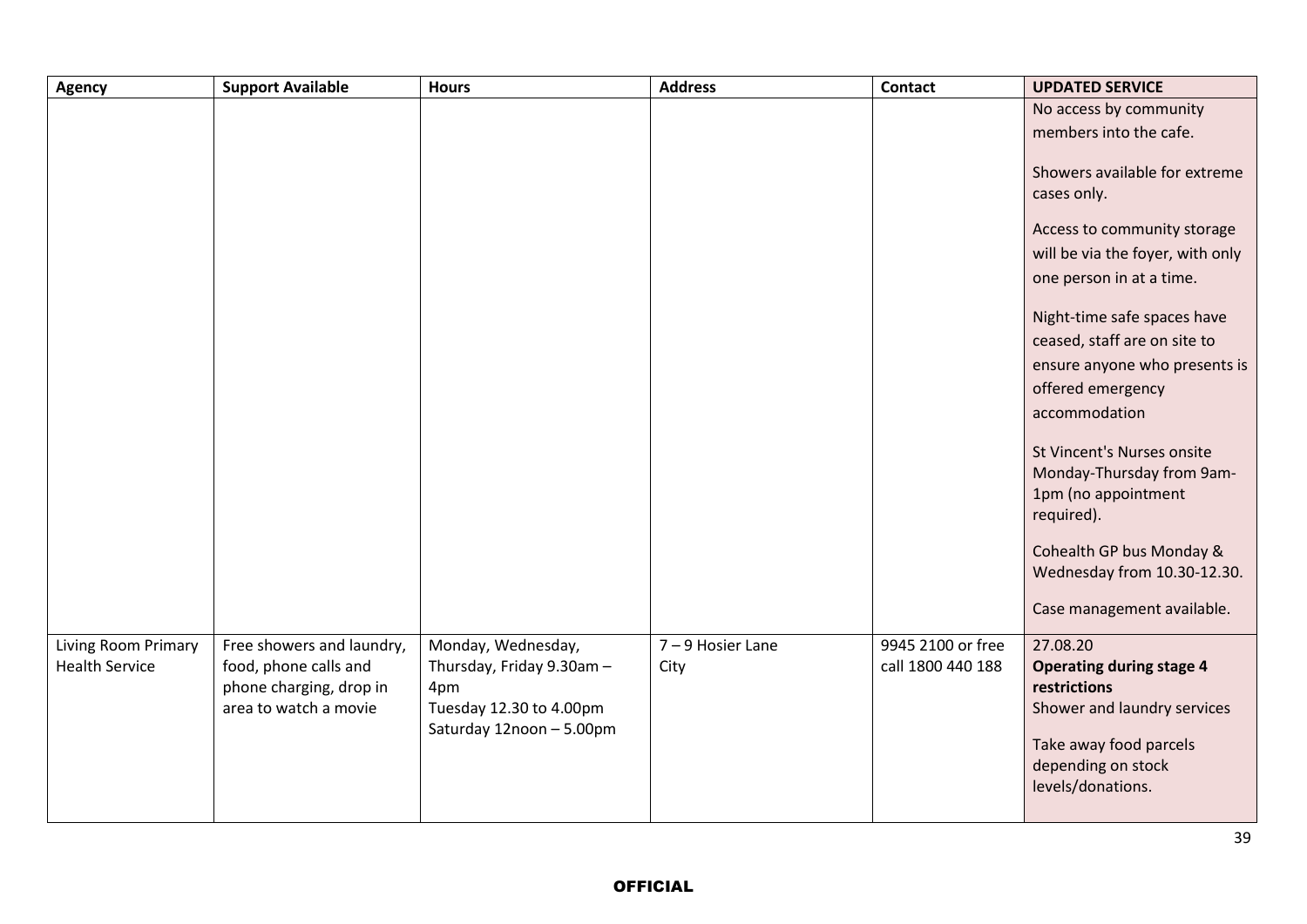| Agency | Support Available | Hours | Address | Contact | UPDATED SERVICE |
| --- | --- | --- | --- | --- | --- |
| | | | | | No access by community members into the cafe.<br><br>Showers available for extreme cases only.<br><br>Access to community storage will be via the foyer, with only one person in at a time.<br><br>Night-time safe spaces have ceased, staff are on site to ensure anyone who presents is offered emergency accommodation<br><br>St Vincent's Nurses onsite Monday-Thursday from 9am-1pm (no appointment required).<br><br>Cohealth GP bus Monday & Wednesday from 10.30-12.30.<br><br>Case management available. |
| Living Room Primary Health Service | Free showers and laundry, food, phone calls and phone charging, drop in area to watch a movie | Monday, Wednesday, Thursday, Friday 9.30am – 4pm<br>Tuesday 12.30 to 4.00pm<br>Saturday 12noon – 5.00pm | 7 – 9 Hosier Lane City | 9945 2100 or free call 1800 440 188 | 27.08.20<br>**Operating during stage 4 restrictions**<br>Shower and laundry services<br><br>Take away food parcels depending on stock levels/donations. |

OFFICIAL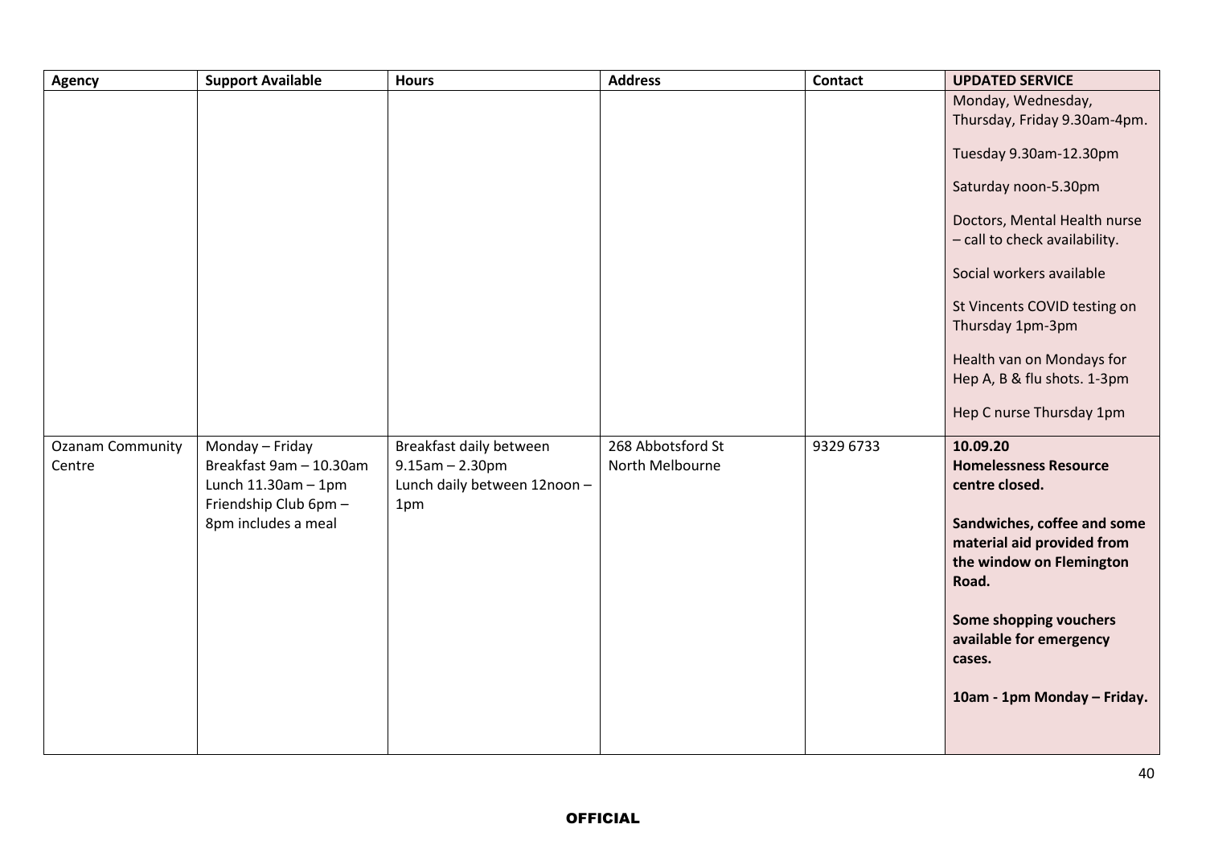| Agency | Support Available | Hours | Address | Contact | UPDATED SERVICE |
|---|---|---|---|---|---|
| | | | | | Monday, Wednesday, Thursday, Friday 9.30am-4pm.<br><br>Tuesday 9.30am-12.30pm<br><br>Saturday noon-5.30pm<br><br>Doctors, Mental Health nurse – call to check availability.<br><br>Social workers available<br><br>St Vincents COVID testing on Thursday 1pm-3pm<br><br>Health van on Mondays for Hep A, B & flu shots. 1-3pm<br><br>Hep C nurse Thursday 1pm |
| Ozanam Community Centre | Monday – Friday<br>Breakfast 9am – 10.30am<br>Lunch 11.30am – 1pm<br>Friendship Club 6pm – 8pm includes a meal | Breakfast daily between 9.15am – 2.30pm<br>Lunch daily between 12noon – 1pm | 268 Abbotsford St<br>North Melbourne | 9329 6733 | **10.09.20**<br>**Homelessness Resource centre closed.**<br><br>**Sandwiches, coffee and some material aid provided from the window on Flemington Road.**<br><br>**Some shopping vouchers available for emergency cases.**<br><br>**10am - 1pm Monday – Friday.** |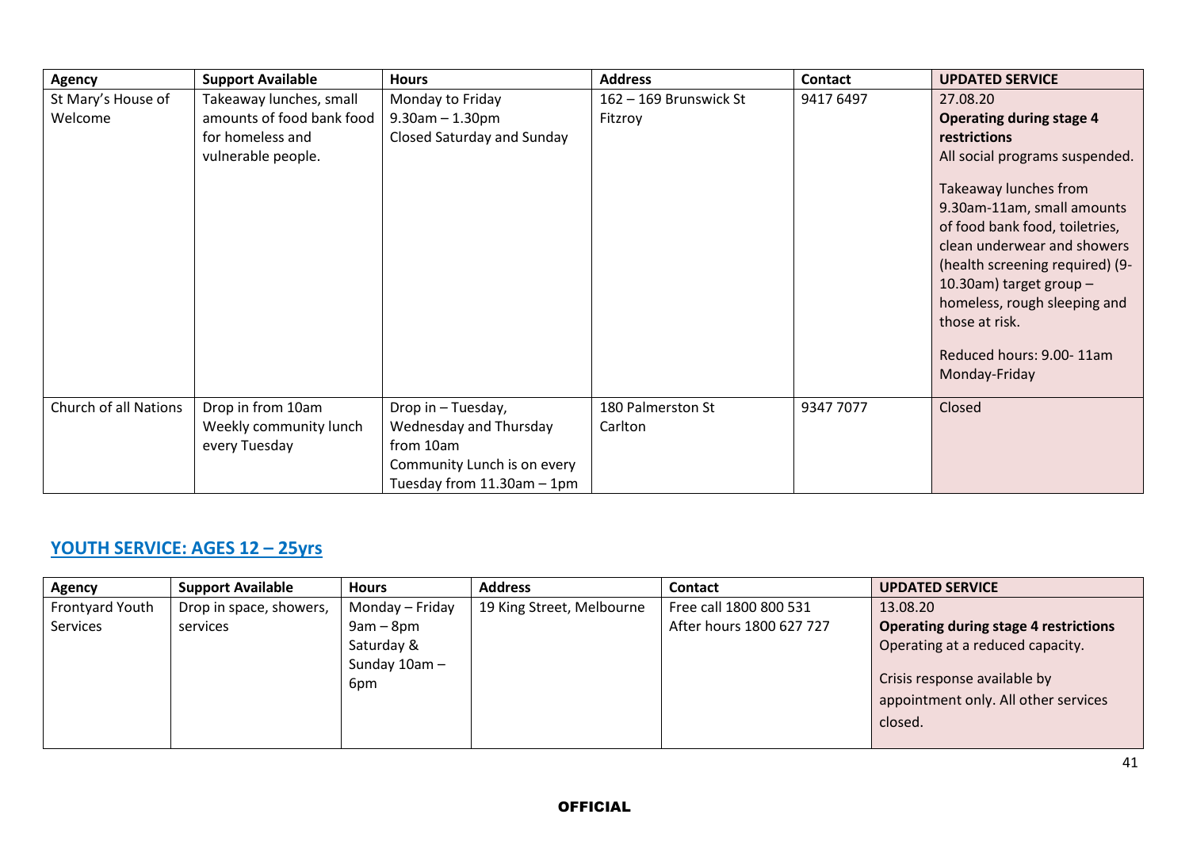| Agency | Support Available | Hours | Address | Contact | UPDATED SERVICE |
|---|---|---|---|---|---|
| St Mary's House of Welcome | Takeaway lunches, small amounts of food bank food for homeless and vulnerable people. | Monday to Friday<br>9.30am – 1.30pm<br>Closed Saturday and Sunday | 162 – 169 Brunswick St Fitzroy | 9417 6497 | 27.08.20<br>**Operating during stage 4 restrictions**<br>All social programs suspended.<br><br>Takeaway lunches from 9.30am-11am, small amounts of food bank food, toiletries, clean underwear and showers (health screening required) (9-10.30am) target group – homeless, rough sleeping and those at risk.<br><br>Reduced hours: 9.00- 11am Monday-Friday |
| Church of all Nations | Drop in from 10am<br>Weekly community lunch every Tuesday | Drop in – Tuesday, Wednesday and Thursday from 10am<br>Community Lunch is on every Tuesday from 11.30am – 1pm | 180 Palmerston St Carlton | 9347 7077 | Closed |

## YOUTH SERVICE: AGES 12 – 25yrs

| Agency | Support Available | Hours | Address | Contact | UPDATED SERVICE |
|---|---|---|---|---|---|
| Frontyard Youth Services | Drop in space, showers, services | Monday – Friday 9am – 8pm<br>Saturday & Sunday 10am – 6pm | 19 King Street, Melbourne | Free call 1800 800 531<br>After hours 1800 627 727 | 13.08.20<br>**Operating during stage 4 restrictions**<br>Operating at a reduced capacity.<br><br>Crisis response available by appointment only. All other services closed. |

OFFICIAL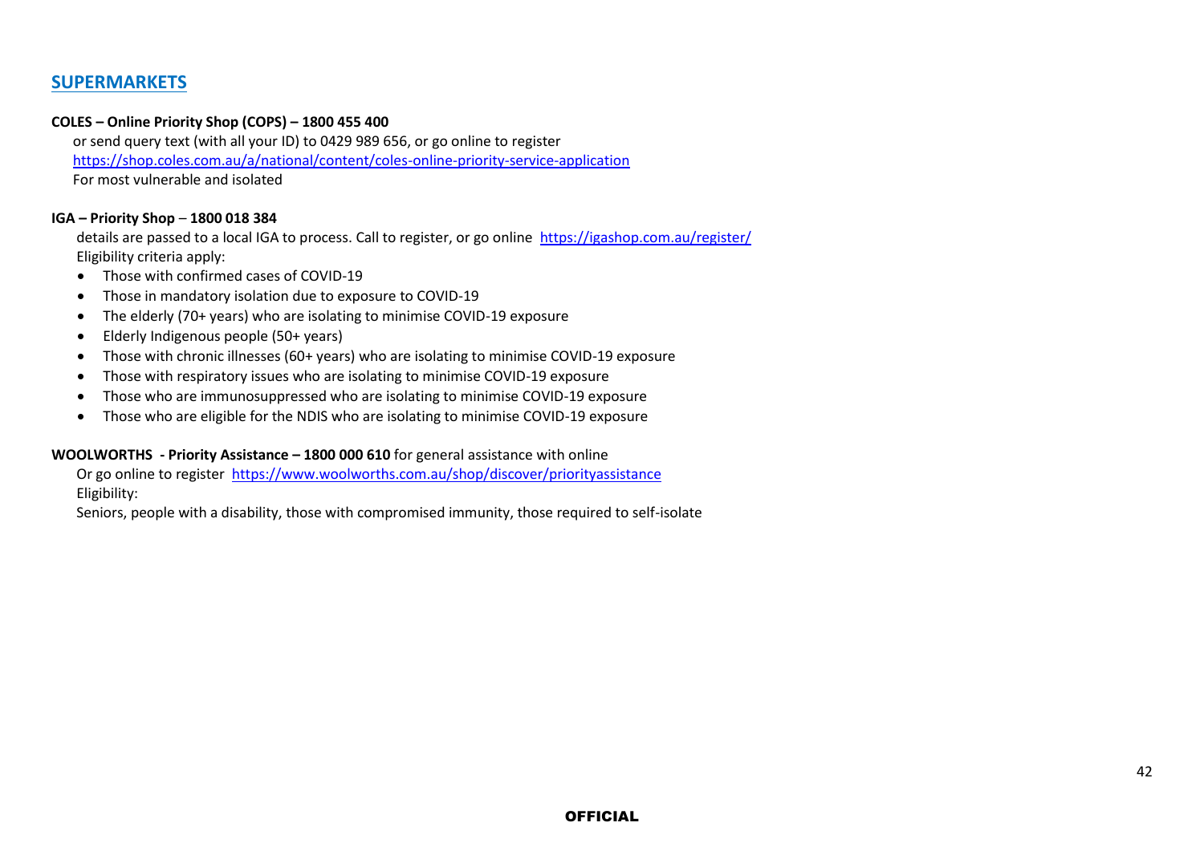## SUPERMARKETS

**COLES – Online Priority Shop (COPS) – 1800 455 400**

or send query text (with all your ID) to 0429 989 656, or go online to register
https://shop.coles.com.au/a/national/content/coles-online-priority-service-application
For most vulnerable and isolated

**IGA – Priority Shop – 1800 018 384**

details are passed to a local IGA to process. Call to register, or go online https://igashop.com.au/register/
Eligibility criteria apply:

- Those with confirmed cases of COVID-19
- Those in mandatory isolation due to exposure to COVID-19
- The elderly (70+ years) who are isolating to minimise COVID-19 exposure
- Elderly Indigenous people (50+ years)
- Those with chronic illnesses (60+ years) who are isolating to minimise COVID-19 exposure
- Those with respiratory issues who are isolating to minimise COVID-19 exposure
- Those who are immunosuppressed who are isolating to minimise COVID-19 exposure
- Those who are eligible for the NDIS who are isolating to minimise COVID-19 exposure

**WOOLWORTHS - Priority Assistance – 1800 000 610** for general assistance with online

Or go online to register https://www.woolworths.com.au/shop/discover/priorityassistance
Eligibility:
Seniors, people with a disability, those with compromised immunity, those required to self-isolate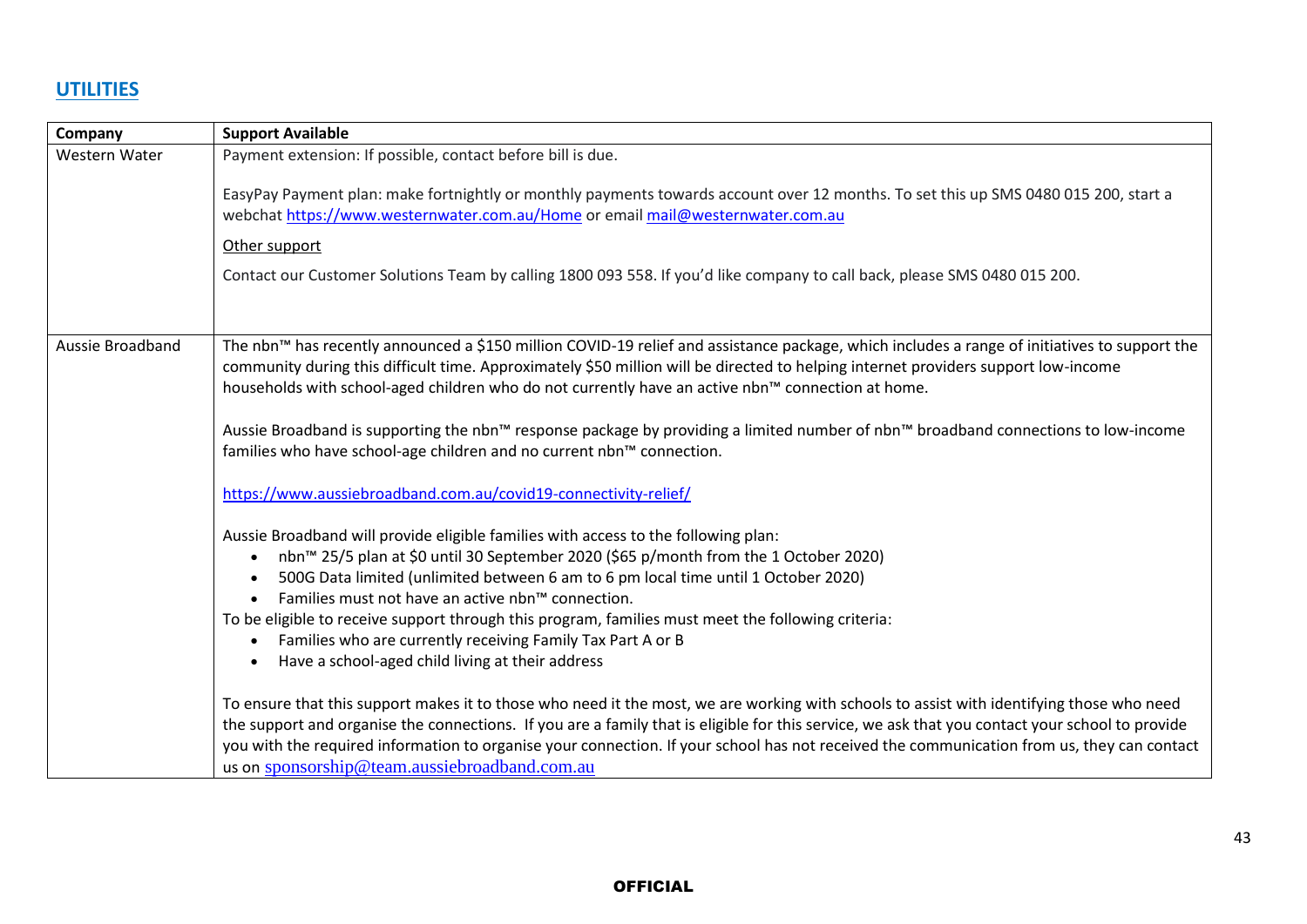## UTILITIES

| Company | Support Available |
|---|---|
| Western Water | Payment extension: If possible, contact before bill is due.<br><br>EasyPay Payment plan: make fortnightly or monthly payments towards account over 12 months. To set this up SMS 0480 015 200, start a webchat https://www.westernwater.com.au/Home or email mail@westernwater.com.au<br><br>Other support<br><br>Contact our Customer Solutions Team by calling 1800 093 558. If you'd like company to call back, please SMS 0480 015 200. |
| Aussie Broadband | The nbn™ has recently announced a $150 million COVID-19 relief and assistance package, which includes a range of initiatives to support the community during this difficult time. Approximately $50 million will be directed to helping internet providers support low-income households with school-aged children who do not currently have an active nbn™ connection at home.<br><br>Aussie Broadband is supporting the nbn™ response package by providing a limited number of nbn™ broadband connections to low-income families who have school-age children and no current nbn™ connection.<br><br>https://www.aussiebroadband.com.au/covid19-connectivity-relief/<br><br>Aussie Broadband will provide eligible families with access to the following plan:<br>• nbn™ 25/5 plan at $0 until 30 September 2020 ($65 p/month from the 1 October 2020)<br>• 500G Data limited (unlimited between 6 am to 6 pm local time until 1 October 2020)<br>• Families must not have an active nbn™ connection.<br>To be eligible to receive support through this program, families must meet the following criteria:<br>• Families who are currently receiving Family Tax Part A or B<br>• Have a school-aged child living at their address<br><br>To ensure that this support makes it to those who need it the most, we are working with schools to assist with identifying those who need the support and organise the connections. If you are a family that is eligible for this service, we ask that you contact your school to provide you with the required information to organise your connection. If your school has not received the communication from us, they can contact us on sponsorship@team.aussiebroadband.com.au |

OFFICIAL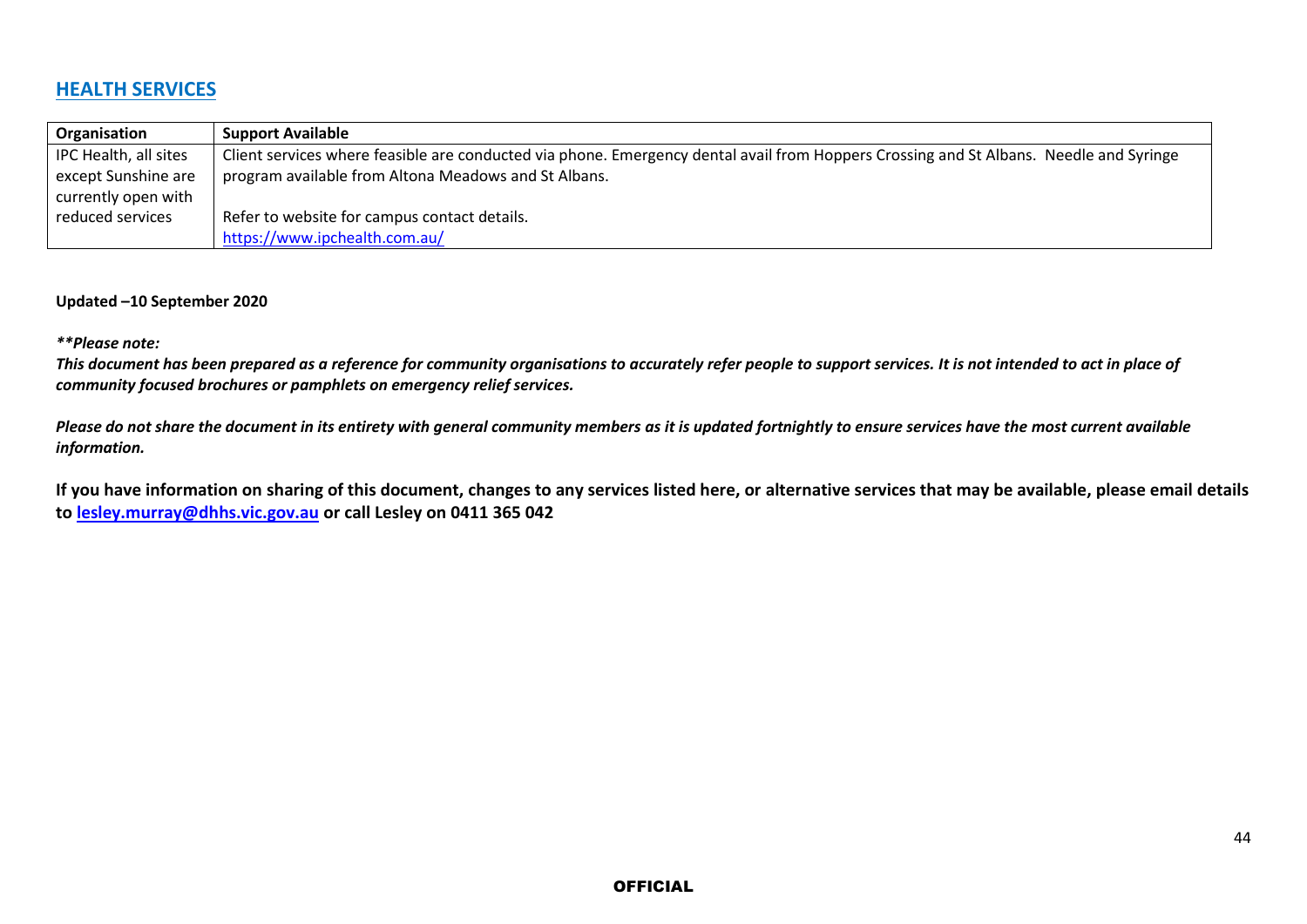## HEALTH SERVICES

| Organisation | Support Available |
| --- | --- |
| IPC Health, all sites except Sunshine are currently open with reduced services | Client services where feasible are conducted via phone. Emergency dental avail from Hoppers Crossing and St Albans. Needle and Syringe program available from Altona Meadows and St Albans.<br><br>Refer to website for campus contact details.<br>https://www.ipchealth.com.au/ |

**Updated –10 September 2020**

***\*\*Please note:***

***This document has been prepared as a reference for community organisations to accurately refer people to support services. It is not intended to act in place of community focused brochures or pamphlets on emergency relief services.***

***Please do not share the document in its entirety with general community members as it is updated fortnightly to ensure services have the most current available information.***

**If you have information on sharing of this document, changes to any services listed here, or alternative services that may be available, please email details to lesley.murray@dhhs.vic.gov.au or call Lesley on 0411 365 042**

OFFICIAL